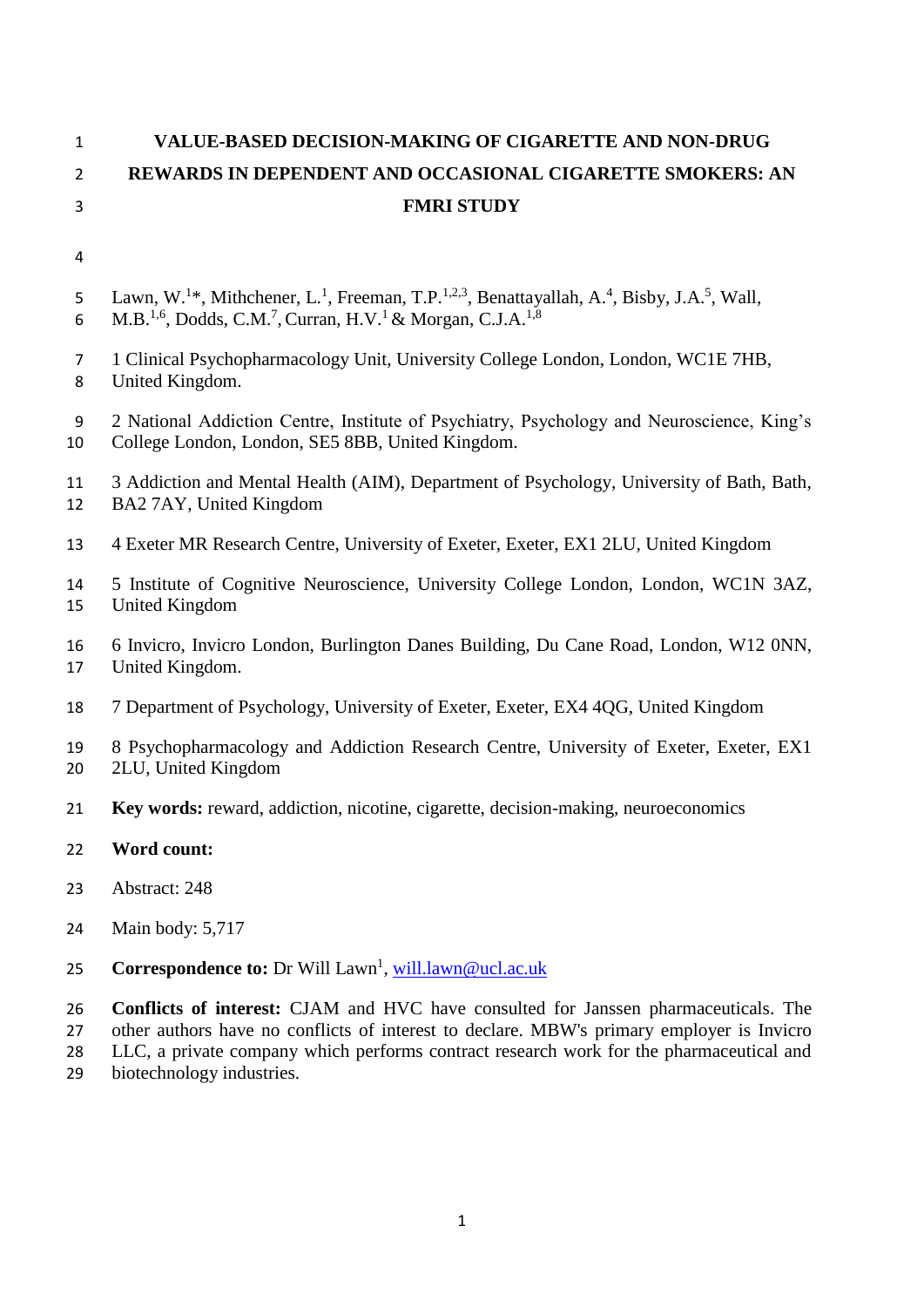# VALUE-BASED DECISION-MAKING OF CIGARETTE AND NON-DRUG REWARDS IN DEPENDENT AND OCCASIONAL CIGARETTE SMOKERS: AN FMRI STUDY

Lawn, W.[1]*, Mithchener, L.[1], Freeman, T.P.[1,2,3], Benattayallah, A.[4], Bisby, J.A.[5], Wall, M.B.[1,6], Dodds, C.M.[7], Curran, H.V.[1] & Morgan, C.J.A.[1,8]

1 Clinical Psychopharmacology Unit, University College London, London, WC1E 7HB, United Kingdom.

2 National Addiction Centre, Institute of Psychiatry, Psychology and Neuroscience, King's College London, London, SE5 8BB, United Kingdom.

3 Addiction and Mental Health (AIM), Department of Psychology, University of Bath, Bath, BA2 7AY, United Kingdom

4 Exeter MR Research Centre, University of Exeter, Exeter, EX1 2LU, United Kingdom

5 Institute of Cognitive Neuroscience, University College London, London, WC1N 3AZ, United Kingdom

6 Invicro, Invicro London, Burlington Danes Building, Du Cane Road, London, W12 0NN, United Kingdom.

7 Department of Psychology, University of Exeter, Exeter, EX4 4QG, United Kingdom

8 Psychopharmacology and Addiction Research Centre, University of Exeter, Exeter, EX1 2LU, United Kingdom

**Key words:** reward, addiction, nicotine, cigarette, decision-making, neuroeconomics

**Word count:**

Abstract: 248

Main body: 5,717

**Correspondence to:** Dr Will Lawn[1], will.lawn@ucl.ac.uk

**Conflicts of interest:** CJAM and HVC have consulted for Janssen pharmaceuticals. The other authors have no conflicts of interest to declare. MBW's primary employer is Invicro LLC, a private company which performs contract research work for the pharmaceutical and biotechnology industries.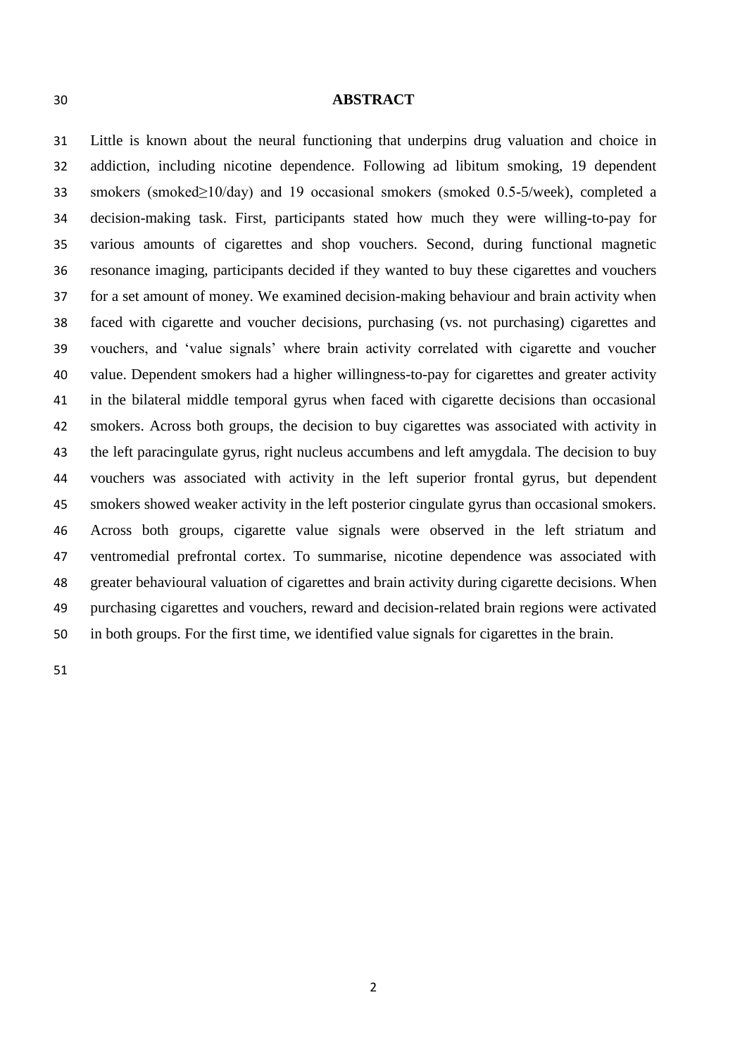## ABSTRACT

Little is known about the neural functioning that underpins drug valuation and choice in addiction, including nicotine dependence. Following ad libitum smoking, 19 dependent smokers (smoked≥10/day) and 19 occasional smokers (smoked 0.5-5/week), completed a decision-making task. First, participants stated how much they were willing-to-pay for various amounts of cigarettes and shop vouchers. Second, during functional magnetic resonance imaging, participants decided if they wanted to buy these cigarettes and vouchers for a set amount of money. We examined decision-making behaviour and brain activity when faced with cigarette and voucher decisions, purchasing (vs. not purchasing) cigarettes and vouchers, and 'value signals' where brain activity correlated with cigarette and voucher value. Dependent smokers had a higher willingness-to-pay for cigarettes and greater activity in the bilateral middle temporal gyrus when faced with cigarette decisions than occasional smokers. Across both groups, the decision to buy cigarettes was associated with activity in the left paracingulate gyrus, right nucleus accumbens and left amygdala. The decision to buy vouchers was associated with activity in the left superior frontal gyrus, but dependent smokers showed weaker activity in the left posterior cingulate gyrus than occasional smokers. Across both groups, cigarette value signals were observed in the left striatum and ventromedial prefrontal cortex. To summarise, nicotine dependence was associated with greater behavioural valuation of cigarettes and brain activity during cigarette decisions. When purchasing cigarettes and vouchers, reward and decision-related brain regions were activated in both groups. For the first time, we identified value signals for cigarettes in the brain.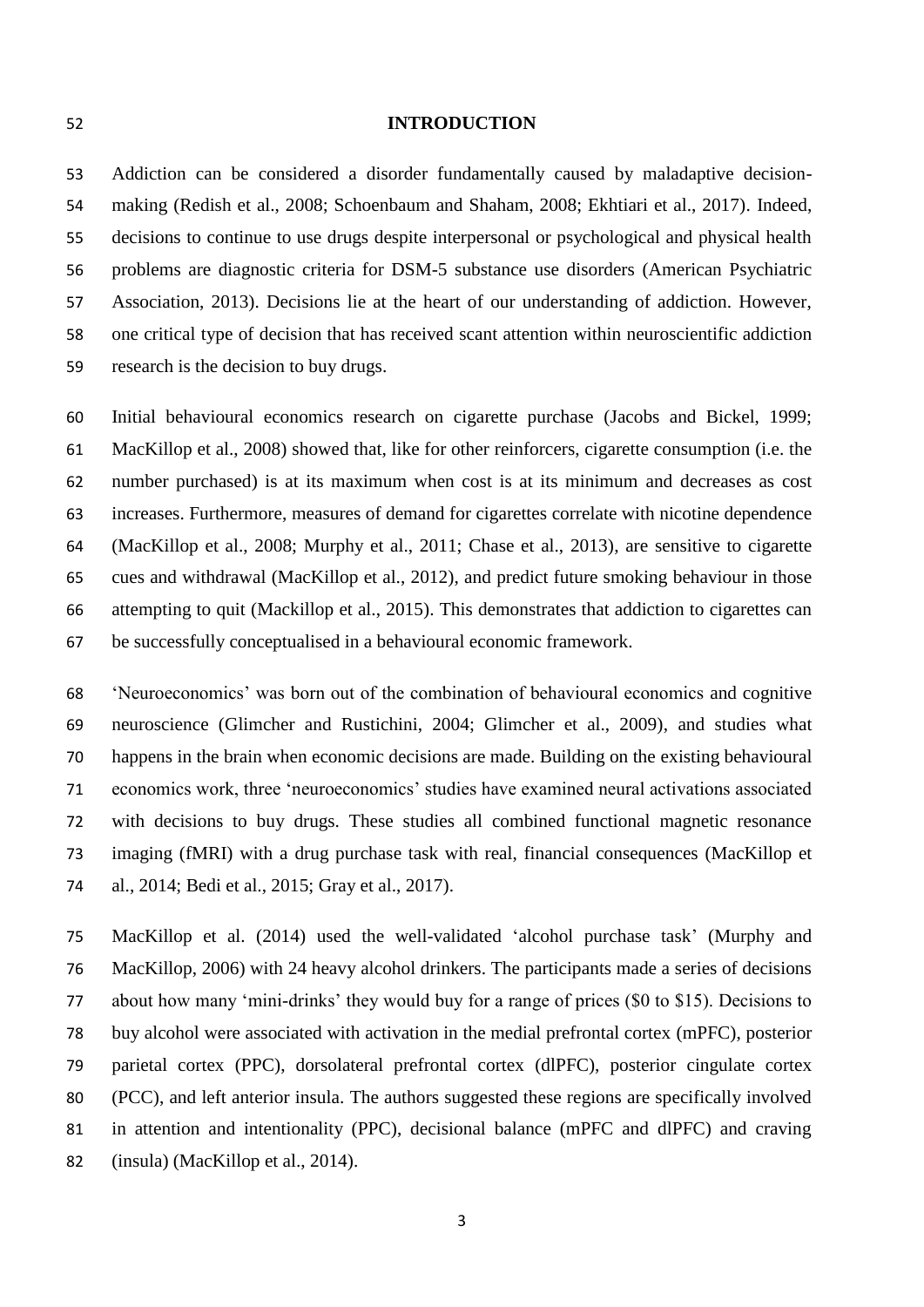## INTRODUCTION

Addiction can be considered a disorder fundamentally caused by maladaptive decision-making (Redish et al., 2008; Schoenbaum and Shaham, 2008; Ekhtiari et al., 2017). Indeed, decisions to continue to use drugs despite interpersonal or psychological and physical health problems are diagnostic criteria for DSM-5 substance use disorders (American Psychiatric Association, 2013). Decisions lie at the heart of our understanding of addiction. However, one critical type of decision that has received scant attention within neuroscientific addiction research is the decision to buy drugs.

Initial behavioural economics research on cigarette purchase (Jacobs and Bickel, 1999; MacKillop et al., 2008) showed that, like for other reinforcers, cigarette consumption (i.e. the number purchased) is at its maximum when cost is at its minimum and decreases as cost increases. Furthermore, measures of demand for cigarettes correlate with nicotine dependence (MacKillop et al., 2008; Murphy et al., 2011; Chase et al., 2013), are sensitive to cigarette cues and withdrawal (MacKillop et al., 2012), and predict future smoking behaviour in those attempting to quit (Mackillop et al., 2015). This demonstrates that addiction to cigarettes can be successfully conceptualised in a behavioural economic framework.

'Neuroeconomics' was born out of the combination of behavioural economics and cognitive neuroscience (Glimcher and Rustichini, 2004; Glimcher et al., 2009), and studies what happens in the brain when economic decisions are made. Building on the existing behavioural economics work, three 'neuroeconomics' studies have examined neural activations associated with decisions to buy drugs. These studies all combined functional magnetic resonance imaging (fMRI) with a drug purchase task with real, financial consequences (MacKillop et al., 2014; Bedi et al., 2015; Gray et al., 2017).

MacKillop et al. (2014) used the well-validated 'alcohol purchase task' (Murphy and MacKillop, 2006) with 24 heavy alcohol drinkers. The participants made a series of decisions about how many 'mini-drinks' they would buy for a range of prices ($0 to $15). Decisions to buy alcohol were associated with activation in the medial prefrontal cortex (mPFC), posterior parietal cortex (PPC), dorsolateral prefrontal cortex (dlPFC), posterior cingulate cortex (PCC), and left anterior insula. The authors suggested these regions are specifically involved in attention and intentionality (PPC), decisional balance (mPFC and dlPFC) and craving (insula) (MacKillop et al., 2014).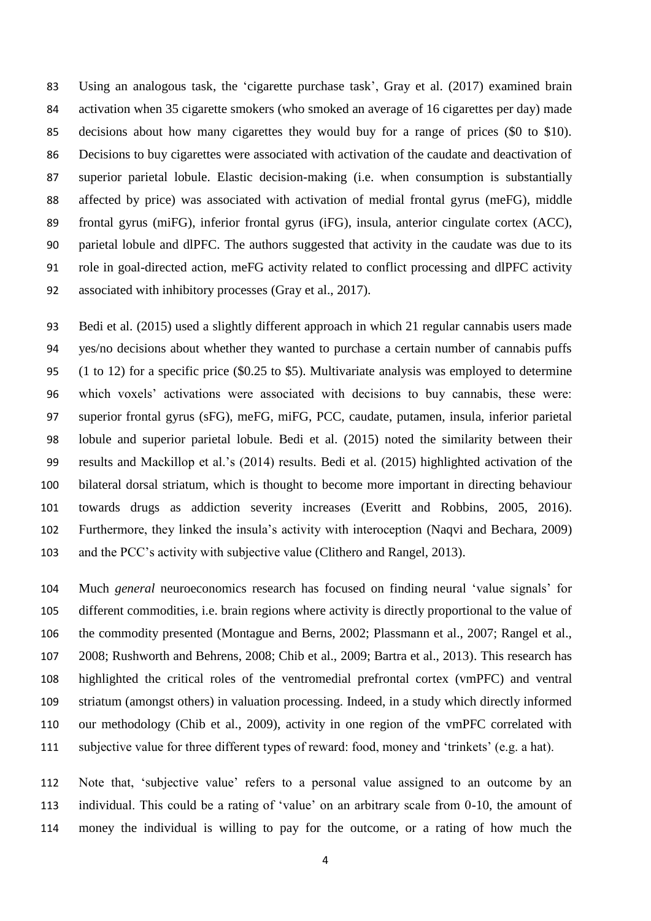Using an analogous task, the 'cigarette purchase task', Gray et al. (2017) examined brain activation when 35 cigarette smokers (who smoked an average of 16 cigarettes per day) made decisions about how many cigarettes they would buy for a range of prices ($0 to $10). Decisions to buy cigarettes were associated with activation of the caudate and deactivation of superior parietal lobule. Elastic decision-making (i.e. when consumption is substantially affected by price) was associated with activation of medial frontal gyrus (meFG), middle frontal gyrus (miFG), inferior frontal gyrus (iFG), insula, anterior cingulate cortex (ACC), parietal lobule and dlPFC. The authors suggested that activity in the caudate was due to its role in goal-directed action, meFG activity related to conflict processing and dlPFC activity associated with inhibitory processes (Gray et al., 2017).

Bedi et al. (2015) used a slightly different approach in which 21 regular cannabis users made yes/no decisions about whether they wanted to purchase a certain number of cannabis puffs (1 to 12) for a specific price ($0.25 to $5). Multivariate analysis was employed to determine which voxels' activations were associated with decisions to buy cannabis, these were: superior frontal gyrus (sFG), meFG, miFG, PCC, caudate, putamen, insula, inferior parietal lobule and superior parietal lobule. Bedi et al. (2015) noted the similarity between their results and Mackillop et al.'s (2014) results. Bedi et al. (2015) highlighted activation of the bilateral dorsal striatum, which is thought to become more important in directing behaviour towards drugs as addiction severity increases (Everitt and Robbins, 2005, 2016). Furthermore, they linked the insula's activity with interoception (Naqvi and Bechara, 2009) and the PCC's activity with subjective value (Clithero and Rangel, 2013).

Much *general* neuroeconomics research has focused on finding neural 'value signals' for different commodities, i.e. brain regions where activity is directly proportional to the value of the commodity presented (Montague and Berns, 2002; Plassmann et al., 2007; Rangel et al., 2008; Rushworth and Behrens, 2008; Chib et al., 2009; Bartra et al., 2013). This research has highlighted the critical roles of the ventromedial prefrontal cortex (vmPFC) and ventral striatum (amongst others) in valuation processing. Indeed, in a study which directly informed our methodology (Chib et al., 2009), activity in one region of the vmPFC correlated with subjective value for three different types of reward: food, money and 'trinkets' (e.g. a hat).

Note that, 'subjective value' refers to a personal value assigned to an outcome by an individual. This could be a rating of 'value' on an arbitrary scale from 0-10, the amount of money the individual is willing to pay for the outcome, or a rating of how much the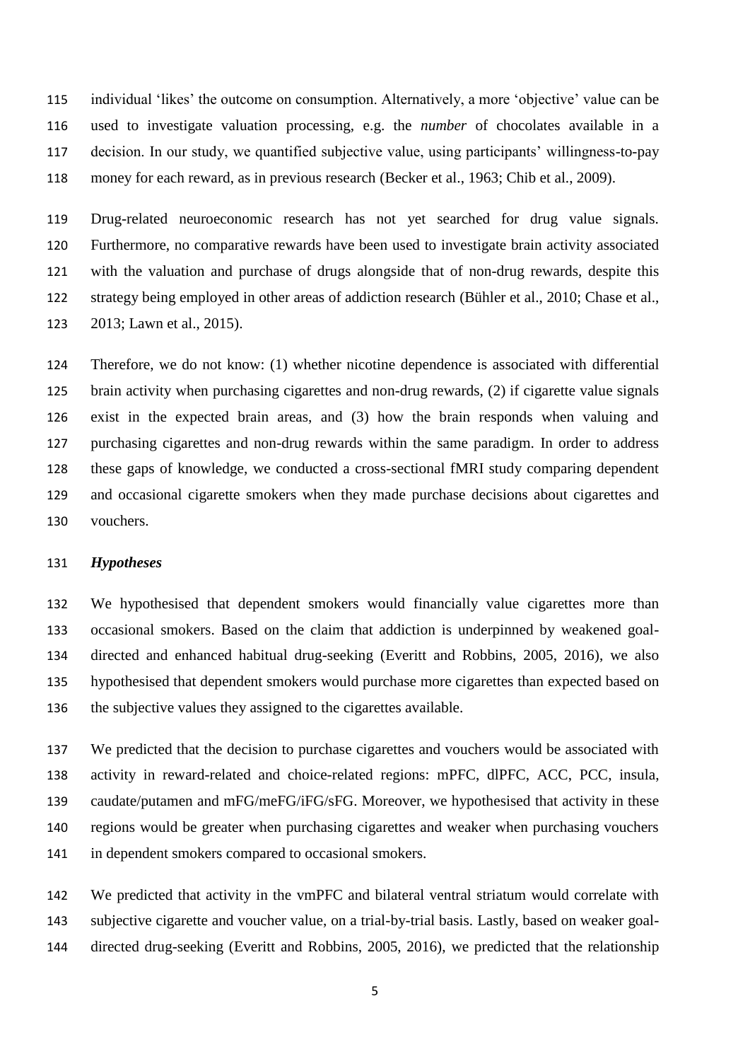individual 'likes' the outcome on consumption. Alternatively, a more 'objective' value can be used to investigate valuation processing, e.g. the *number* of chocolates available in a decision. In our study, we quantified subjective value, using participants' willingness-to-pay money for each reward, as in previous research (Becker et al., 1963; Chib et al., 2009).

Drug-related neuroeconomic research has not yet searched for drug value signals. Furthermore, no comparative rewards have been used to investigate brain activity associated with the valuation and purchase of drugs alongside that of non-drug rewards, despite this strategy being employed in other areas of addiction research (Bühler et al., 2010; Chase et al., 2013; Lawn et al., 2015).

Therefore, we do not know: (1) whether nicotine dependence is associated with differential brain activity when purchasing cigarettes and non-drug rewards, (2) if cigarette value signals exist in the expected brain areas, and (3) how the brain responds when valuing and purchasing cigarettes and non-drug rewards within the same paradigm. In order to address these gaps of knowledge, we conducted a cross-sectional fMRI study comparing dependent and occasional cigarette smokers when they made purchase decisions about cigarettes and vouchers.

### *Hypotheses*

We hypothesised that dependent smokers would financially value cigarettes more than occasional smokers. Based on the claim that addiction is underpinned by weakened goal-directed and enhanced habitual drug-seeking (Everitt and Robbins, 2005, 2016), we also hypothesised that dependent smokers would purchase more cigarettes than expected based on the subjective values they assigned to the cigarettes available.

We predicted that the decision to purchase cigarettes and vouchers would be associated with activity in reward-related and choice-related regions: mPFC, dlPFC, ACC, PCC, insula, caudate/putamen and mFG/meFG/iFG/sFG. Moreover, we hypothesised that activity in these regions would be greater when purchasing cigarettes and weaker when purchasing vouchers in dependent smokers compared to occasional smokers.

We predicted that activity in the vmPFC and bilateral ventral striatum would correlate with subjective cigarette and voucher value, on a trial-by-trial basis. Lastly, based on weaker goal-directed drug-seeking (Everitt and Robbins, 2005, 2016), we predicted that the relationship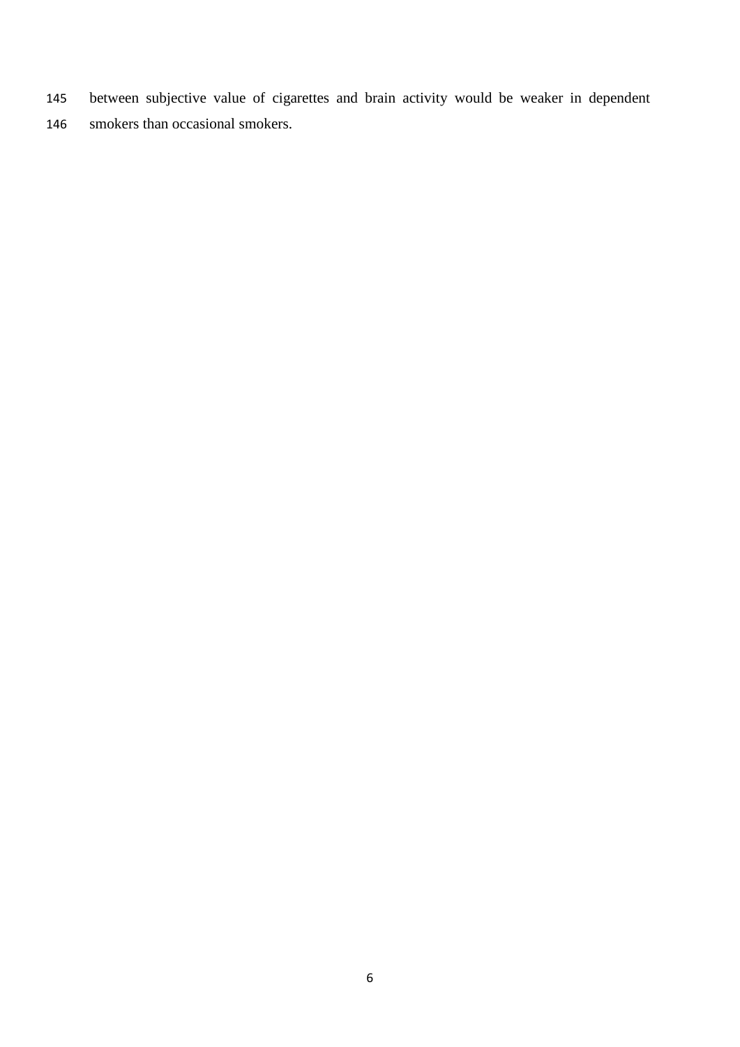between subjective value of cigarettes and brain activity would be weaker in dependent smokers than occasional smokers.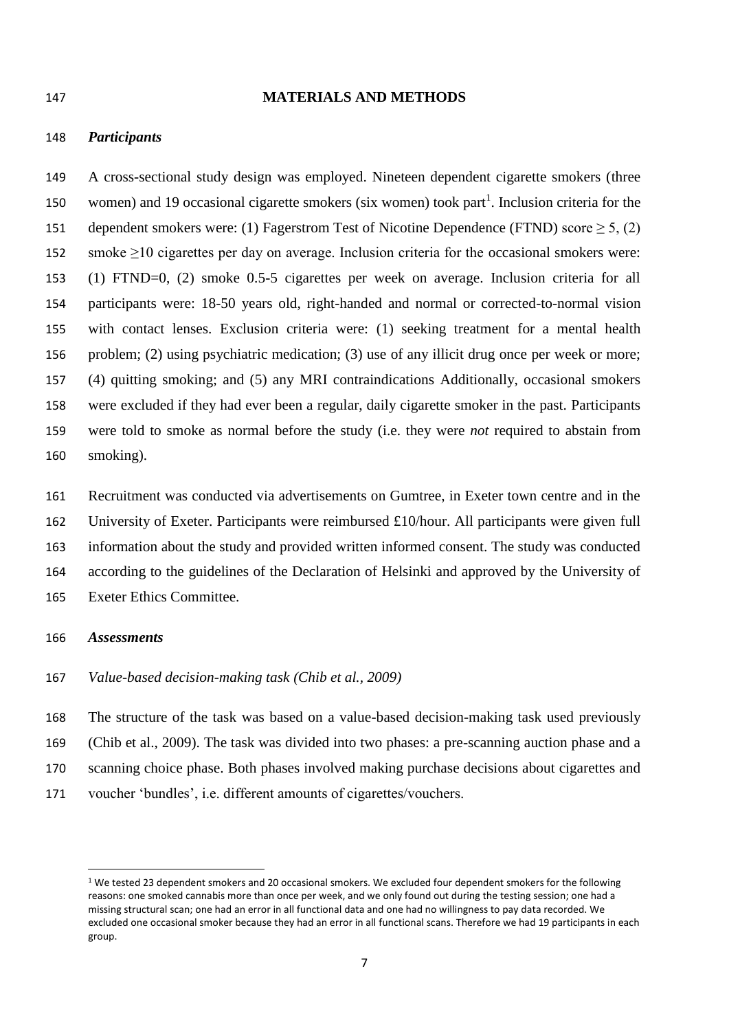## MATERIALS AND METHODS

### *Participants*

A cross-sectional study design was employed. Nineteen dependent cigarette smokers (three women) and 19 occasional cigarette smokers (six women) took part[1]. Inclusion criteria for the dependent smokers were: (1) Fagerstrom Test of Nicotine Dependence (FTND) score $\geq 5$, (2) smoke $\geq$10 cigarettes per day on average. Inclusion criteria for the occasional smokers were: (1) FTND=0, (2) smoke 0.5-5 cigarettes per week on average. Inclusion criteria for all participants were: 18-50 years old, right-handed and normal or corrected-to-normal vision with contact lenses. Exclusion criteria were: (1) seeking treatment for a mental health problem; (2) using psychiatric medication; (3) use of any illicit drug once per week or more; (4) quitting smoking; and (5) any MRI contraindications Additionally, occasional smokers were excluded if they had ever been a regular, daily cigarette smoker in the past. Participants were told to smoke as normal before the study (i.e. they were *not* required to abstain from smoking).

Recruitment was conducted via advertisements on Gumtree, in Exeter town centre and in the University of Exeter. Participants were reimbursed £10/hour. All participants were given full information about the study and provided written informed consent. The study was conducted according to the guidelines of the Declaration of Helsinki and approved by the University of Exeter Ethics Committee.

### *Assessments*

*Value-based decision-making task (Chib et al., 2009)*

The structure of the task was based on a value-based decision-making task used previously (Chib et al., 2009). The task was divided into two phases: a pre-scanning auction phase and a scanning choice phase. Both phases involved making purchase decisions about cigarettes and voucher 'bundles', i.e. different amounts of cigarettes/vouchers.

---

[1] We tested 23 dependent smokers and 20 occasional smokers. We excluded four dependent smokers for the following reasons: one smoked cannabis more than once per week, and we only found out during the testing session; one had a missing structural scan; one had an error in all functional data and one had no willingness to pay data recorded. We excluded one occasional smoker because they had an error in all functional scans. Therefore we had 19 participants in each group.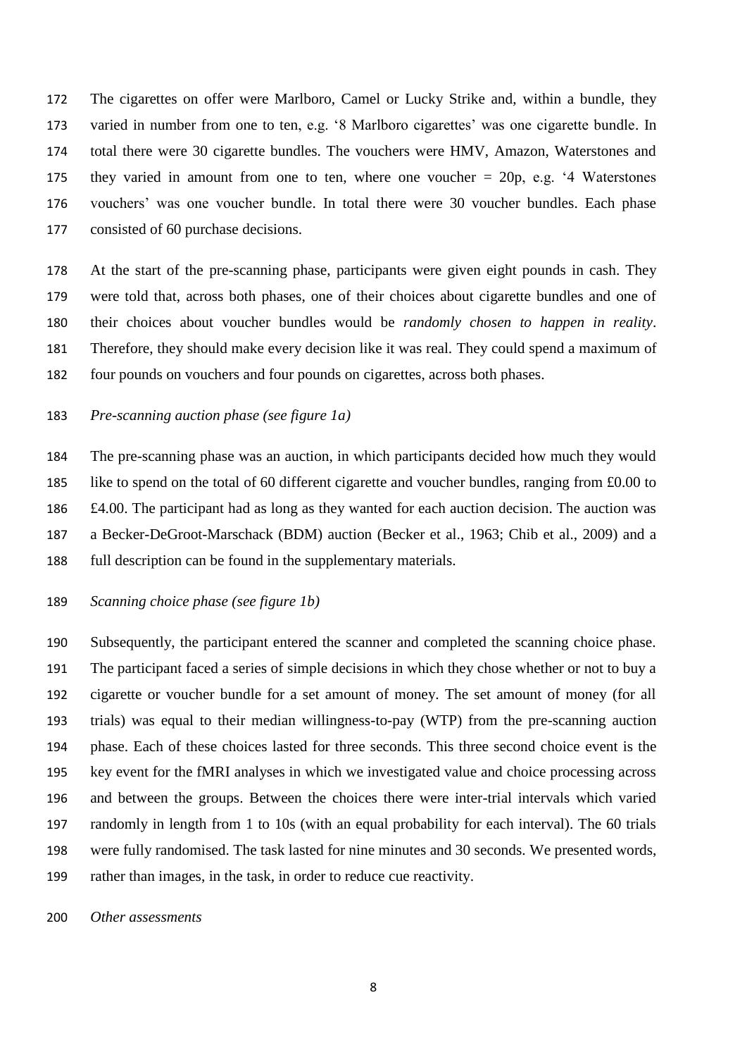The cigarettes on offer were Marlboro, Camel or Lucky Strike and, within a bundle, they varied in number from one to ten, e.g. '8 Marlboro cigarettes' was one cigarette bundle. In total there were 30 cigarette bundles. The vouchers were HMV, Amazon, Waterstones and they varied in amount from one to ten, where one voucher = 20p, e.g. '4 Waterstones vouchers' was one voucher bundle. In total there were 30 voucher bundles. Each phase consisted of 60 purchase decisions.

At the start of the pre-scanning phase, participants were given eight pounds in cash. They were told that, across both phases, one of their choices about cigarette bundles and one of their choices about voucher bundles would be *randomly chosen to happen in reality*. Therefore, they should make every decision like it was real. They could spend a maximum of four pounds on vouchers and four pounds on cigarettes, across both phases.

*Pre-scanning auction phase (see figure 1a)*

The pre-scanning phase was an auction, in which participants decided how much they would like to spend on the total of 60 different cigarette and voucher bundles, ranging from £0.00 to £4.00. The participant had as long as they wanted for each auction decision. The auction was a Becker-DeGroot-Marschack (BDM) auction (Becker et al., 1963; Chib et al., 2009) and a full description can be found in the supplementary materials.

*Scanning choice phase (see figure 1b)*

Subsequently, the participant entered the scanner and completed the scanning choice phase. The participant faced a series of simple decisions in which they chose whether or not to buy a cigarette or voucher bundle for a set amount of money. The set amount of money (for all trials) was equal to their median willingness-to-pay (WTP) from the pre-scanning auction phase. Each of these choices lasted for three seconds. This three second choice event is the key event for the fMRI analyses in which we investigated value and choice processing across and between the groups. Between the choices there were inter-trial intervals which varied randomly in length from 1 to 10s (with an equal probability for each interval). The 60 trials were fully randomised. The task lasted for nine minutes and 30 seconds. We presented words, rather than images, in the task, in order to reduce cue reactivity.

*Other assessments*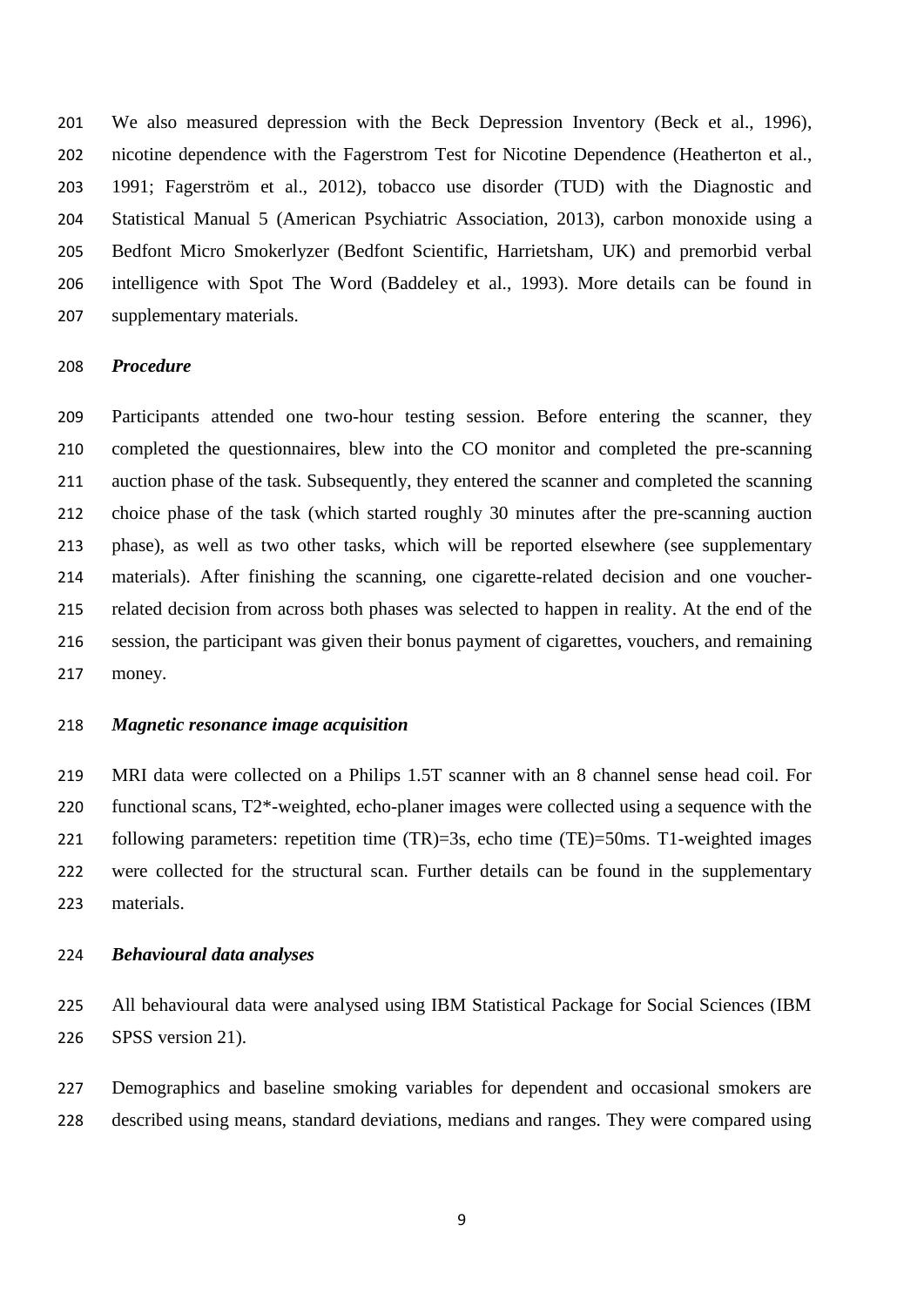We also measured depression with the Beck Depression Inventory (Beck et al., 1996), nicotine dependence with the Fagerstrom Test for Nicotine Dependence (Heatherton et al., 1991; Fagerström et al., 2012), tobacco use disorder (TUD) with the Diagnostic and Statistical Manual 5 (American Psychiatric Association, 2013), carbon monoxide using a Bedfont Micro Smokerlyzer (Bedfont Scientific, Harrietsham, UK) and premorbid verbal intelligence with Spot The Word (Baddeley et al., 1993). More details can be found in supplementary materials.

### *Procedure*

Participants attended one two-hour testing session. Before entering the scanner, they completed the questionnaires, blew into the CO monitor and completed the pre-scanning auction phase of the task. Subsequently, they entered the scanner and completed the scanning choice phase of the task (which started roughly 30 minutes after the pre-scanning auction phase), as well as two other tasks, which will be reported elsewhere (see supplementary materials). After finishing the scanning, one cigarette-related decision and one voucher-related decision from across both phases was selected to happen in reality. At the end of the session, the participant was given their bonus payment of cigarettes, vouchers, and remaining money.

### *Magnetic resonance image acquisition*

MRI data were collected on a Philips 1.5T scanner with an 8 channel sense head coil. For functional scans, T2*-weighted, echo-planer images were collected using a sequence with the following parameters: repetition time (TR)=3s, echo time (TE)=50ms. T1-weighted images were collected for the structural scan. Further details can be found in the supplementary materials.

### *Behavioural data analyses*

All behavioural data were analysed using IBM Statistical Package for Social Sciences (IBM SPSS version 21).

Demographics and baseline smoking variables for dependent and occasional smokers are described using means, standard deviations, medians and ranges. They were compared using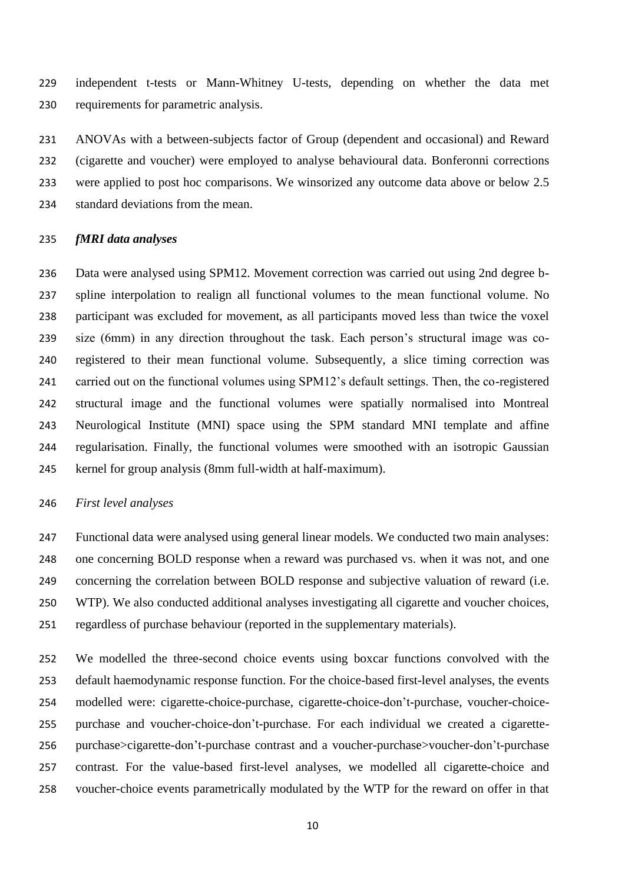independent t-tests or Mann-Whitney U-tests, depending on whether the data met requirements for parametric analysis.

ANOVAs with a between-subjects factor of Group (dependent and occasional) and Reward (cigarette and voucher) were employed to analyse behavioural data. Bonferonni corrections were applied to post hoc comparisons. We winsorized any outcome data above or below 2.5 standard deviations from the mean.

### *fMRI data analyses*

Data were analysed using SPM12. Movement correction was carried out using 2nd degree b-spline interpolation to realign all functional volumes to the mean functional volume. No participant was excluded for movement, as all participants moved less than twice the voxel size (6mm) in any direction throughout the task. Each person's structural image was co-registered to their mean functional volume. Subsequently, a slice timing correction was carried out on the functional volumes using SPM12's default settings. Then, the co-registered structural image and the functional volumes were spatially normalised into Montreal Neurological Institute (MNI) space using the SPM standard MNI template and affine regularisation. Finally, the functional volumes were smoothed with an isotropic Gaussian kernel for group analysis (8mm full-width at half-maximum).

#### *First level analyses*

Functional data were analysed using general linear models. We conducted two main analyses: one concerning BOLD response when a reward was purchased vs. when it was not, and one concerning the correlation between BOLD response and subjective valuation of reward (i.e. WTP). We also conducted additional analyses investigating all cigarette and voucher choices, regardless of purchase behaviour (reported in the supplementary materials).

We modelled the three-second choice events using boxcar functions convolved with the default haemodynamic response function. For the choice-based first-level analyses, the events modelled were: cigarette-choice-purchase, cigarette-choice-don't-purchase, voucher-choice-purchase and voucher-choice-don't-purchase. For each individual we created a cigarette-purchase>cigarette-don't-purchase contrast and a voucher-purchase>voucher-don't-purchase contrast. For the value-based first-level analyses, we modelled all cigarette-choice and voucher-choice events parametrically modulated by the WTP for the reward on offer in that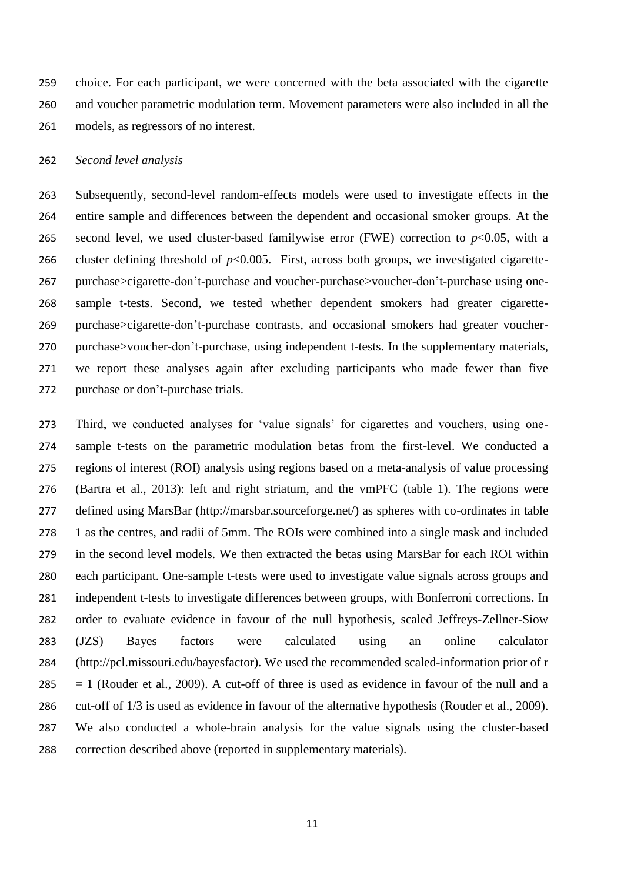choice. For each participant, we were concerned with the beta associated with the cigarette and voucher parametric modulation term. Movement parameters were also included in all the models, as regressors of no interest.

*Second level analysis*

Subsequently, second-level random-effects models were used to investigate effects in the entire sample and differences between the dependent and occasional smoker groups. At the second level, we used cluster-based familywise error (FWE) correction to $p<0.05$, with a cluster defining threshold of $p<0.005$. First, across both groups, we investigated cigarette-purchase>cigarette-don't-purchase and voucher-purchase>voucher-don't-purchase using one-sample t-tests. Second, we tested whether dependent smokers had greater cigarette-purchase>cigarette-don't-purchase contrasts, and occasional smokers had greater voucher-purchase>voucher-don't-purchase, using independent t-tests. In the supplementary materials, we report these analyses again after excluding participants who made fewer than five purchase or don't-purchase trials.

Third, we conducted analyses for 'value signals' for cigarettes and vouchers, using one-sample t-tests on the parametric modulation betas from the first-level. We conducted a regions of interest (ROI) analysis using regions based on a meta-analysis of value processing (Bartra et al., 2013): left and right striatum, and the vmPFC (table 1). The regions were defined using MarsBar (http://marsbar.sourceforge.net/) as spheres with co-ordinates in table 1 as the centres, and radii of 5mm. The ROIs were combined into a single mask and included in the second level models. We then extracted the betas using MarsBar for each ROI within each participant. One-sample t-tests were used to investigate value signals across groups and independent t-tests to investigate differences between groups, with Bonferroni corrections. In order to evaluate evidence in favour of the null hypothesis, scaled Jeffreys-Zellner-Siow (JZS) Bayes factors were calculated using an online calculator (http://pcl.missouri.edu/bayesfactor). We used the recommended scaled-information prior of $r = 1$ (Rouder et al., 2009). A cut-off of three is used as evidence in favour of the null and a cut-off of 1/3 is used as evidence in favour of the alternative hypothesis (Rouder et al., 2009). We also conducted a whole-brain analysis for the value signals using the cluster-based correction described above (reported in supplementary materials).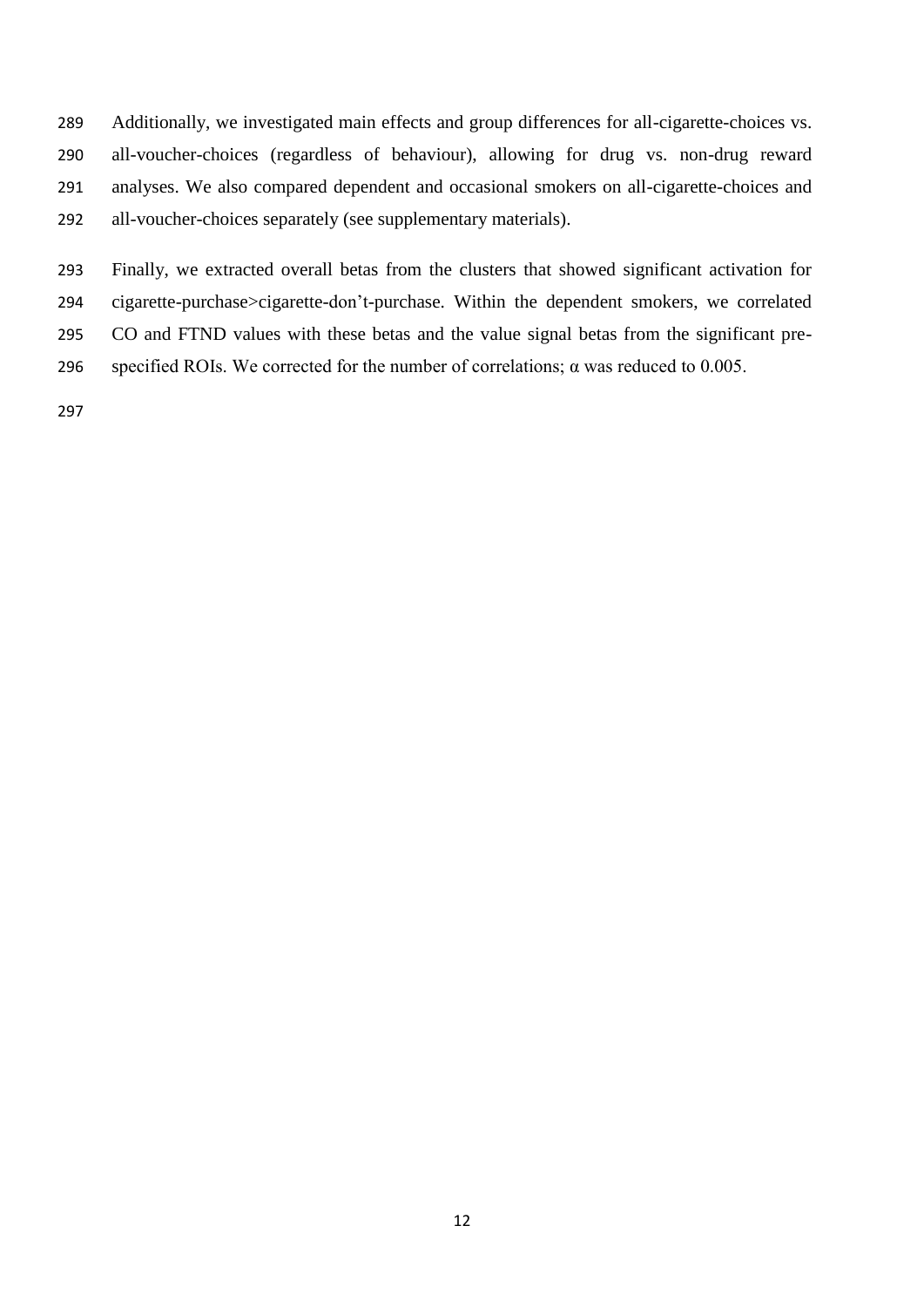Additionally, we investigated main effects and group differences for all-cigarette-choices vs. all-voucher-choices (regardless of behaviour), allowing for drug vs. non-drug reward analyses. We also compared dependent and occasional smokers on all-cigarette-choices and all-voucher-choices separately (see supplementary materials).

Finally, we extracted overall betas from the clusters that showed significant activation for cigarette-purchase>cigarette-don't-purchase. Within the dependent smokers, we correlated CO and FTND values with these betas and the value signal betas from the significant pre-specified ROIs. We corrected for the number of correlations; $\alpha$ was reduced to 0.005.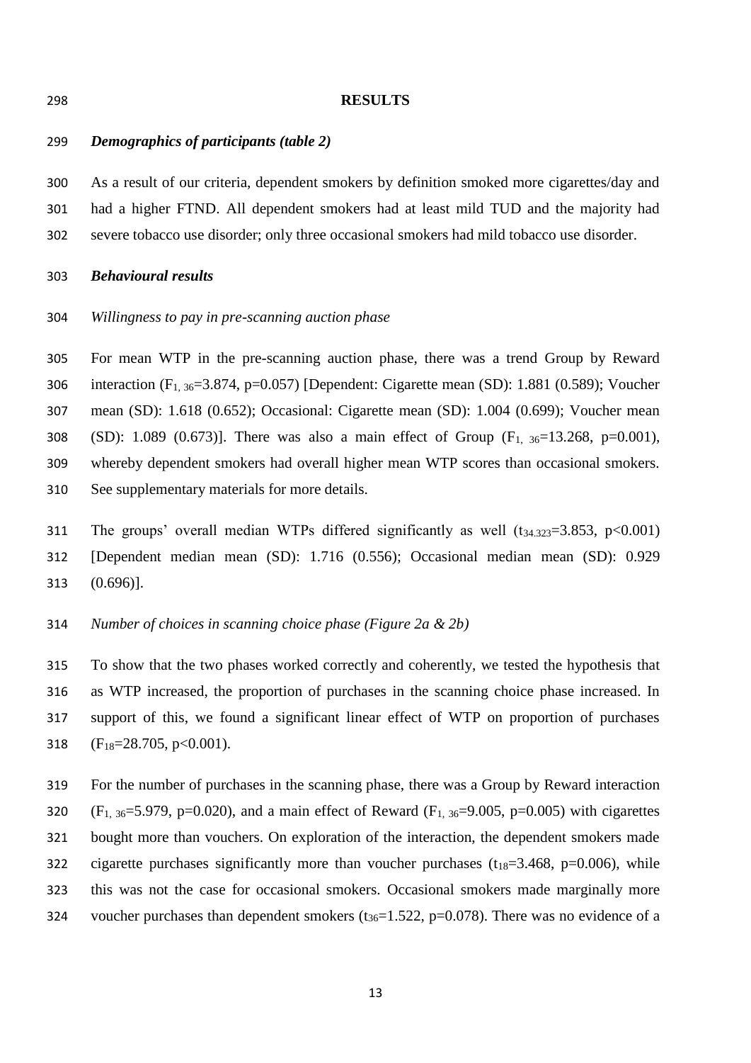## RESULTS

### *Demographics of participants (table 2)*

As a result of our criteria, dependent smokers by definition smoked more cigarettes/day and had a higher FTND. All dependent smokers had at least mild TUD and the majority had severe tobacco use disorder; only three occasional smokers had mild tobacco use disorder.

### *Behavioural results*

*Willingness to pay in pre-scanning auction phase*

For mean WTP in the pre-scanning auction phase, there was a trend Group by Reward interaction ($F_{1,\,36}$=3.874, p=0.057) [Dependent: Cigarette mean (SD): 1.881 (0.589); Voucher mean (SD): 1.618 (0.652); Occasional: Cigarette mean (SD): 1.004 (0.699); Voucher mean (SD): 1.089 (0.673)]. There was also a main effect of Group ($F_{1,\,36}$=13.268, p=0.001), whereby dependent smokers had overall higher mean WTP scores than occasional smokers. See supplementary materials for more details.

The groups' overall median WTPs differed significantly as well ($t_{34.323}$=3.853, p<0.001) [Dependent median mean (SD): 1.716 (0.556); Occasional median mean (SD): 0.929 (0.696)].

*Number of choices in scanning choice phase (Figure 2a & 2b)*

To show that the two phases worked correctly and coherently, we tested the hypothesis that as WTP increased, the proportion of purchases in the scanning choice phase increased. In support of this, we found a significant linear effect of WTP on proportion of purchases ($F_{18}$=28.705, p<0.001).

For the number of purchases in the scanning phase, there was a Group by Reward interaction ($F_{1,\,36}$=5.979, p=0.020), and a main effect of Reward ($F_{1,\,36}$=9.005, p=0.005) with cigarettes bought more than vouchers. On exploration of the interaction, the dependent smokers made cigarette purchases significantly more than voucher purchases ($t_{18}$=3.468, p=0.006), while this was not the case for occasional smokers. Occasional smokers made marginally more voucher purchases than dependent smokers ($t_{36}$=1.522, p=0.078). There was no evidence of a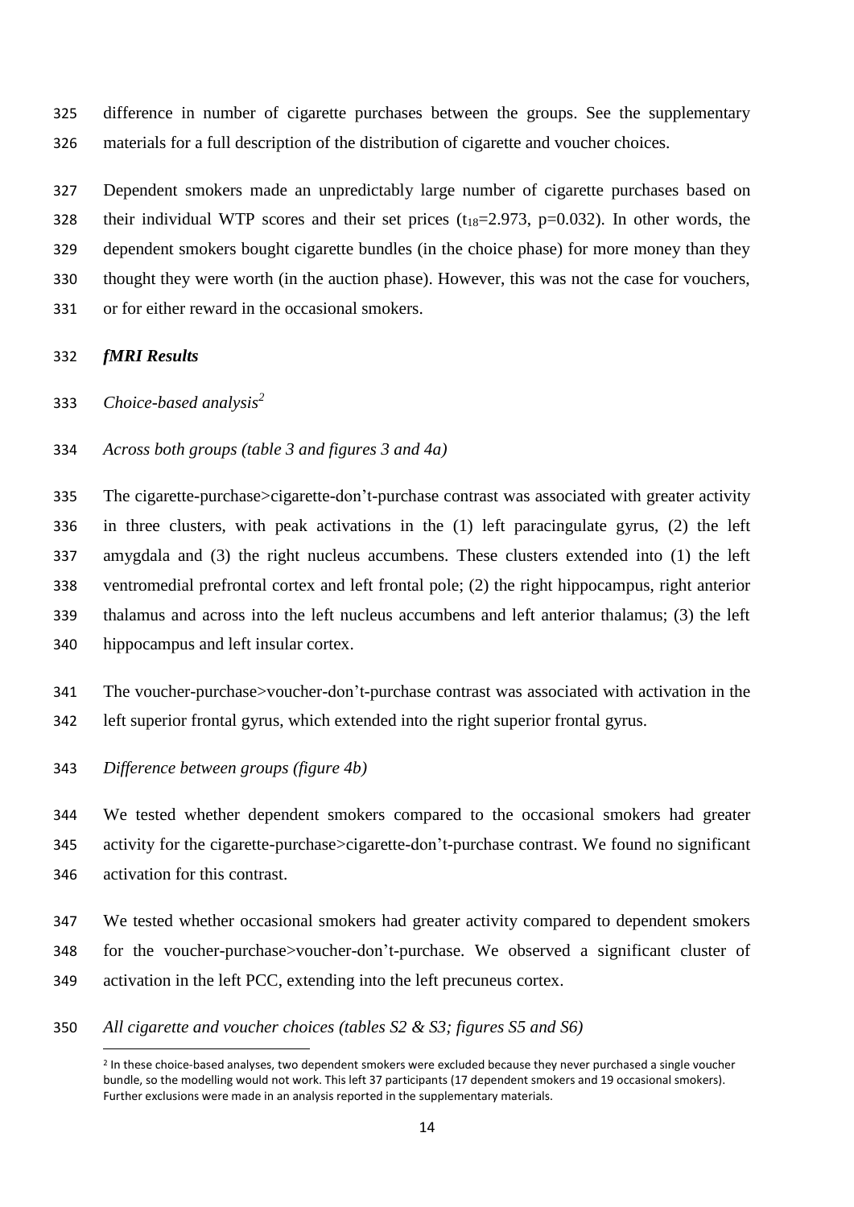difference in number of cigarette purchases between the groups. See the supplementary materials for a full description of the distribution of cigarette and voucher choices.

Dependent smokers made an unpredictably large number of cigarette purchases based on their individual WTP scores and their set prices ($t_{18}$=2.973, p=0.032). In other words, the dependent smokers bought cigarette bundles (in the choice phase) for more money than they thought they were worth (in the auction phase). However, this was not the case for vouchers, or for either reward in the occasional smokers.

### *fMRI Results*

*Choice-based analysis*[2]

*Across both groups (table 3 and figures 3 and 4a)*

The cigarette-purchase>cigarette-don't-purchase contrast was associated with greater activity in three clusters, with peak activations in the (1) left paracingulate gyrus, (2) the left amygdala and (3) the right nucleus accumbens. These clusters extended into (1) the left ventromedial prefrontal cortex and left frontal pole; (2) the right hippocampus, right anterior thalamus and across into the left nucleus accumbens and left anterior thalamus; (3) the left hippocampus and left insular cortex.

The voucher-purchase>voucher-don't-purchase contrast was associated with activation in the left superior frontal gyrus, which extended into the right superior frontal gyrus.

*Difference between groups (figure 4b)*

We tested whether dependent smokers compared to the occasional smokers had greater activity for the cigarette-purchase>cigarette-don't-purchase contrast. We found no significant activation for this contrast.

We tested whether occasional smokers had greater activity compared to dependent smokers for the voucher-purchase>voucher-don't-purchase. We observed a significant cluster of activation in the left PCC, extending into the left precuneus cortex.

*All cigarette and voucher choices (tables S2 & S3; figures S5 and S6)*

[2] In these choice-based analyses, two dependent smokers were excluded because they never purchased a single voucher bundle, so the modelling would not work. This left 37 participants (17 dependent smokers and 19 occasional smokers). Further exclusions were made in an analysis reported in the supplementary materials.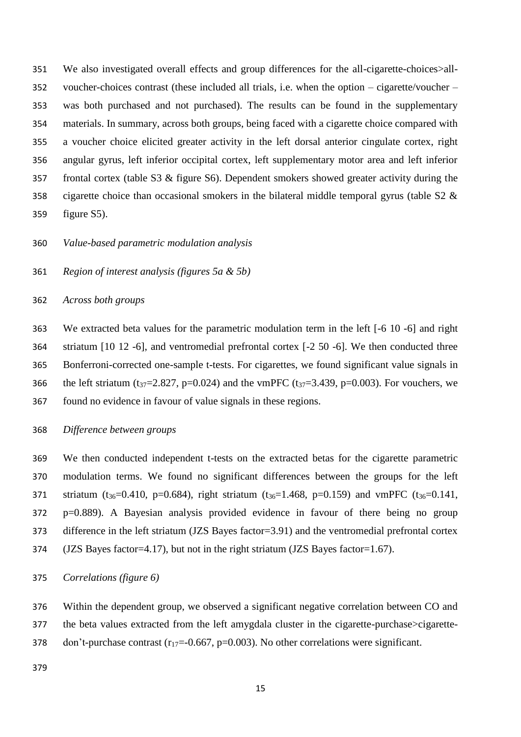We also investigated overall effects and group differences for the all-cigarette-choices>all-voucher-choices contrast (these included all trials, i.e. when the option – cigarette/voucher – was both purchased and not purchased). The results can be found in the supplementary materials. In summary, across both groups, being faced with a cigarette choice compared with a voucher choice elicited greater activity in the left dorsal anterior cingulate cortex, right angular gyrus, left inferior occipital cortex, left supplementary motor area and left inferior frontal cortex (table S3 & figure S6). Dependent smokers showed greater activity during the cigarette choice than occasional smokers in the bilateral middle temporal gyrus (table S2 & figure S5).

*Value-based parametric modulation analysis*

*Region of interest analysis (figures 5a & 5b)*

*Across both groups*

We extracted beta values for the parametric modulation term in the left [-6 10 -6] and right striatum [10 12 -6], and ventromedial prefrontal cortex [-2 50 -6]. We then conducted three Bonferroni-corrected one-sample t-tests. For cigarettes, we found significant value signals in the left striatum ($t_{37}$=2.827, p=0.024) and the vmPFC ($t_{37}$=3.439, p=0.003). For vouchers, we found no evidence in favour of value signals in these regions.

*Difference between groups*

We then conducted independent t-tests on the extracted betas for the cigarette parametric modulation terms. We found no significant differences between the groups for the left striatum ($t_{36}$=0.410, p=0.684), right striatum ($t_{36}$=1.468, p=0.159) and vmPFC ($t_{36}$=0.141, p=0.889). A Bayesian analysis provided evidence in favour of there being no group difference in the left striatum (JZS Bayes factor=3.91) and the ventromedial prefrontal cortex (JZS Bayes factor=4.17), but not in the right striatum (JZS Bayes factor=1.67).

*Correlations (figure 6)*

Within the dependent group, we observed a significant negative correlation between CO and the beta values extracted from the left amygdala cluster in the cigarette-purchase>cigarette-don't-purchase contrast ($r_{17}$=-0.667, p=0.003). No other correlations were significant.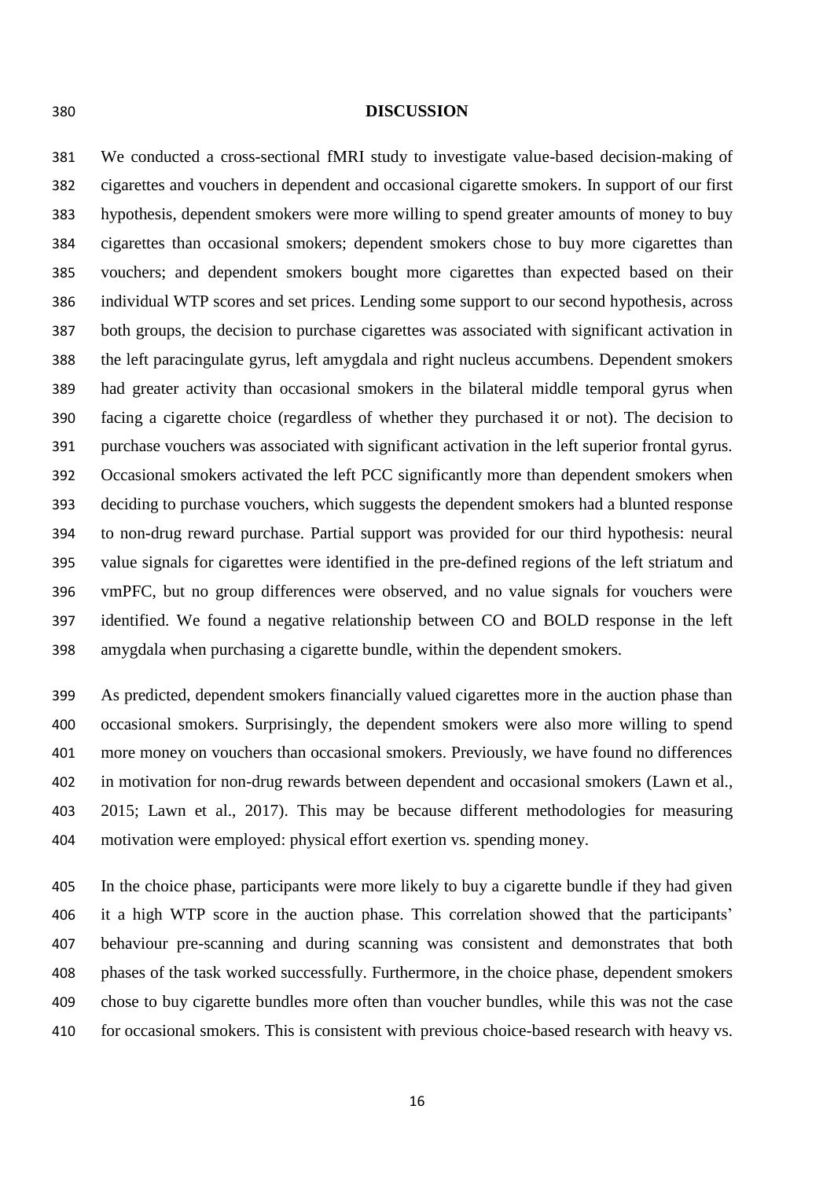# DISCUSSION

We conducted a cross-sectional fMRI study to investigate value-based decision-making of cigarettes and vouchers in dependent and occasional cigarette smokers. In support of our first hypothesis, dependent smokers were more willing to spend greater amounts of money to buy cigarettes than occasional smokers; dependent smokers chose to buy more cigarettes than vouchers; and dependent smokers bought more cigarettes than expected based on their individual WTP scores and set prices. Lending some support to our second hypothesis, across both groups, the decision to purchase cigarettes was associated with significant activation in the left paracingulate gyrus, left amygdala and right nucleus accumbens. Dependent smokers had greater activity than occasional smokers in the bilateral middle temporal gyrus when facing a cigarette choice (regardless of whether they purchased it or not). The decision to purchase vouchers was associated with significant activation in the left superior frontal gyrus. Occasional smokers activated the left PCC significantly more than dependent smokers when deciding to purchase vouchers, which suggests the dependent smokers had a blunted response to non-drug reward purchase. Partial support was provided for our third hypothesis: neural value signals for cigarettes were identified in the pre-defined regions of the left striatum and vmPFC, but no group differences were observed, and no value signals for vouchers were identified. We found a negative relationship between CO and BOLD response in the left amygdala when purchasing a cigarette bundle, within the dependent smokers.

As predicted, dependent smokers financially valued cigarettes more in the auction phase than occasional smokers. Surprisingly, the dependent smokers were also more willing to spend more money on vouchers than occasional smokers. Previously, we have found no differences in motivation for non-drug rewards between dependent and occasional smokers (Lawn et al., 2015; Lawn et al., 2017). This may be because different methodologies for measuring motivation were employed: physical effort exertion vs. spending money.

In the choice phase, participants were more likely to buy a cigarette bundle if they had given it a high WTP score in the auction phase. This correlation showed that the participants' behaviour pre-scanning and during scanning was consistent and demonstrates that both phases of the task worked successfully. Furthermore, in the choice phase, dependent smokers chose to buy cigarette bundles more often than voucher bundles, while this was not the case for occasional smokers. This is consistent with previous choice-based research with heavy vs.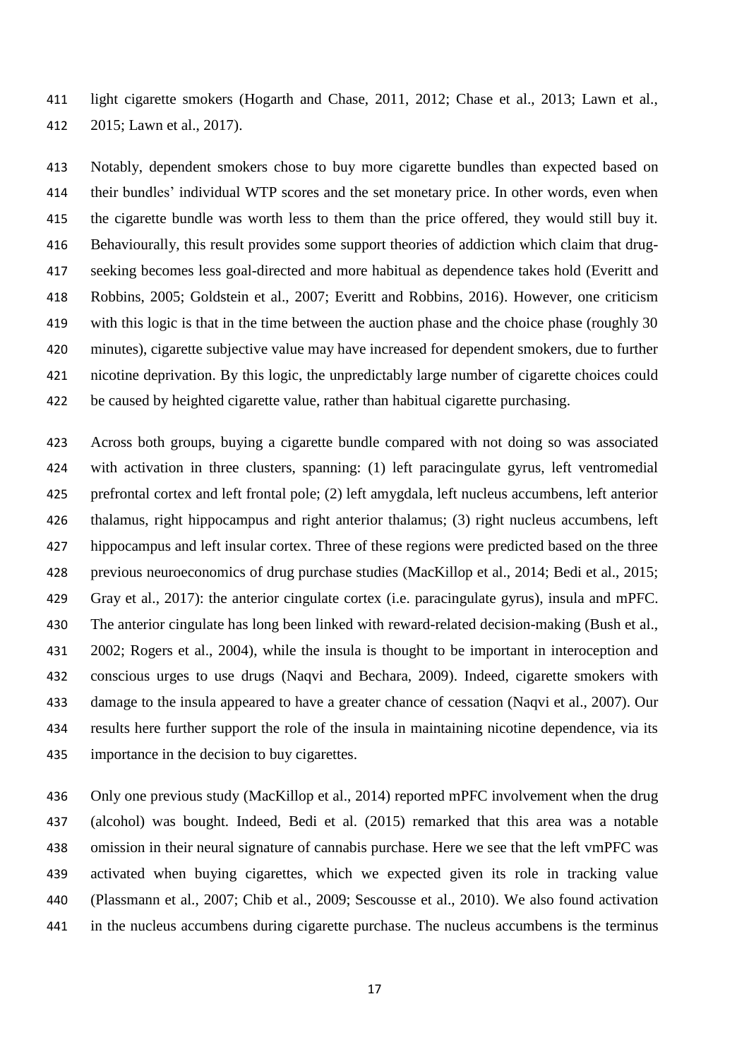light cigarette smokers (Hogarth and Chase, 2011, 2012; Chase et al., 2013; Lawn et al., 2015; Lawn et al., 2017).

Notably, dependent smokers chose to buy more cigarette bundles than expected based on their bundles' individual WTP scores and the set monetary price. In other words, even when the cigarette bundle was worth less to them than the price offered, they would still buy it. Behaviourally, this result provides some support theories of addiction which claim that drug-seeking becomes less goal-directed and more habitual as dependence takes hold (Everitt and Robbins, 2005; Goldstein et al., 2007; Everitt and Robbins, 2016). However, one criticism with this logic is that in the time between the auction phase and the choice phase (roughly 30 minutes), cigarette subjective value may have increased for dependent smokers, due to further nicotine deprivation. By this logic, the unpredictably large number of cigarette choices could be caused by heighted cigarette value, rather than habitual cigarette purchasing.

Across both groups, buying a cigarette bundle compared with not doing so was associated with activation in three clusters, spanning: (1) left paracingulate gyrus, left ventromedial prefrontal cortex and left frontal pole; (2) left amygdala, left nucleus accumbens, left anterior thalamus, right hippocampus and right anterior thalamus; (3) right nucleus accumbens, left hippocampus and left insular cortex. Three of these regions were predicted based on the three previous neuroeconomics of drug purchase studies (MacKillop et al., 2014; Bedi et al., 2015; Gray et al., 2017): the anterior cingulate cortex (i.e. paracingulate gyrus), insula and mPFC. The anterior cingulate has long been linked with reward-related decision-making (Bush et al., 2002; Rogers et al., 2004), while the insula is thought to be important in interoception and conscious urges to use drugs (Naqvi and Bechara, 2009). Indeed, cigarette smokers with damage to the insula appeared to have a greater chance of cessation (Naqvi et al., 2007). Our results here further support the role of the insula in maintaining nicotine dependence, via its importance in the decision to buy cigarettes.

Only one previous study (MacKillop et al., 2014) reported mPFC involvement when the drug (alcohol) was bought. Indeed, Bedi et al. (2015) remarked that this area was a notable omission in their neural signature of cannabis purchase. Here we see that the left vmPFC was activated when buying cigarettes, which we expected given its role in tracking value (Plassmann et al., 2007; Chib et al., 2009; Sescousse et al., 2010). We also found activation in the nucleus accumbens during cigarette purchase. The nucleus accumbens is the terminus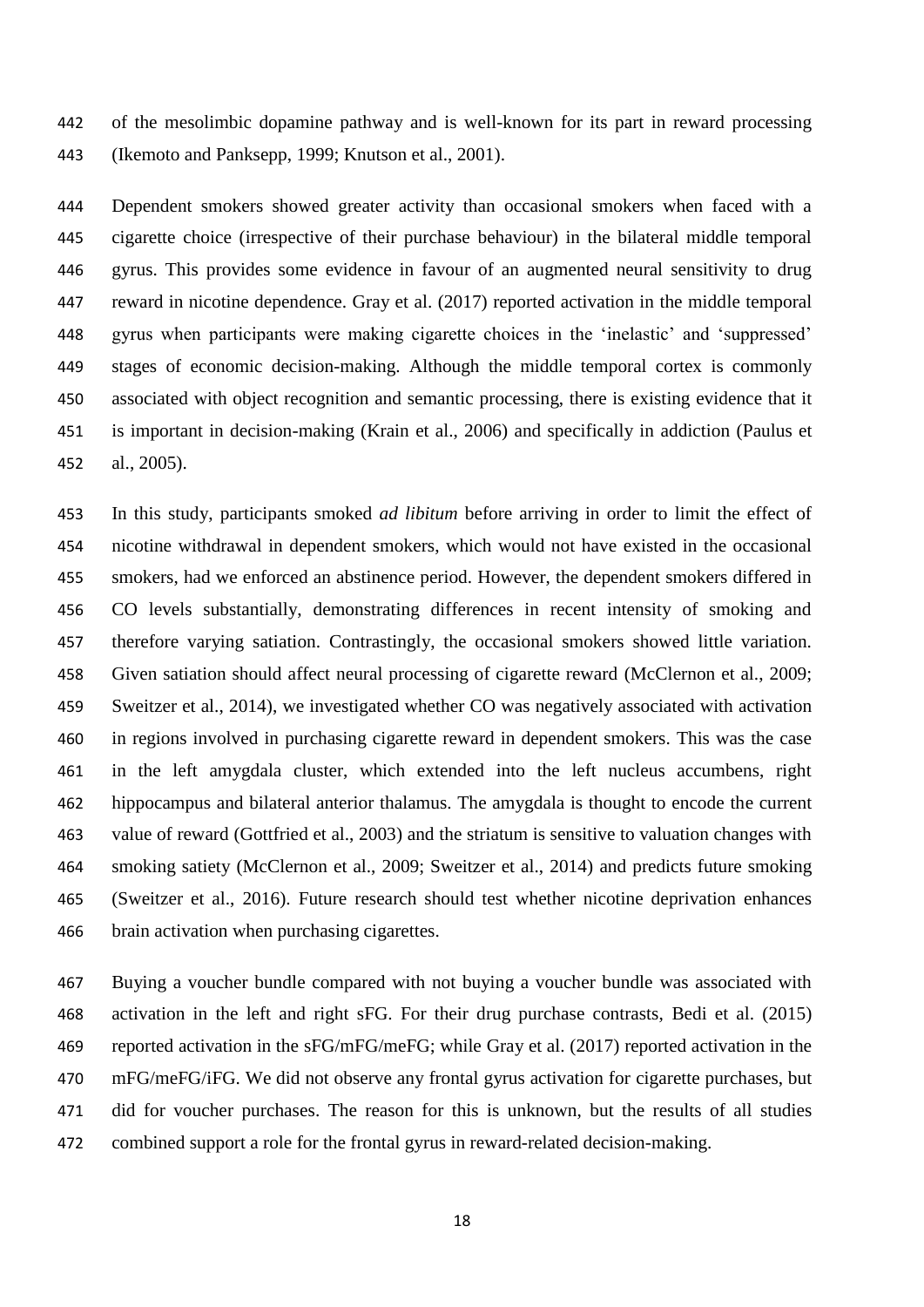of the mesolimbic dopamine pathway and is well-known for its part in reward processing (Ikemoto and Panksepp, 1999; Knutson et al., 2001).

Dependent smokers showed greater activity than occasional smokers when faced with a cigarette choice (irrespective of their purchase behaviour) in the bilateral middle temporal gyrus. This provides some evidence in favour of an augmented neural sensitivity to drug reward in nicotine dependence. Gray et al. (2017) reported activation in the middle temporal gyrus when participants were making cigarette choices in the 'inelastic' and 'suppressed' stages of economic decision-making. Although the middle temporal cortex is commonly associated with object recognition and semantic processing, there is existing evidence that it is important in decision-making (Krain et al., 2006) and specifically in addiction (Paulus et al., 2005).

In this study, participants smoked *ad libitum* before arriving in order to limit the effect of nicotine withdrawal in dependent smokers, which would not have existed in the occasional smokers, had we enforced an abstinence period. However, the dependent smokers differed in CO levels substantially, demonstrating differences in recent intensity of smoking and therefore varying satiation. Contrastingly, the occasional smokers showed little variation. Given satiation should affect neural processing of cigarette reward (McClernon et al., 2009; Sweitzer et al., 2014), we investigated whether CO was negatively associated with activation in regions involved in purchasing cigarette reward in dependent smokers. This was the case in the left amygdala cluster, which extended into the left nucleus accumbens, right hippocampus and bilateral anterior thalamus. The amygdala is thought to encode the current value of reward (Gottfried et al., 2003) and the striatum is sensitive to valuation changes with smoking satiety (McClernon et al., 2009; Sweitzer et al., 2014) and predicts future smoking (Sweitzer et al., 2016). Future research should test whether nicotine deprivation enhances brain activation when purchasing cigarettes.

Buying a voucher bundle compared with not buying a voucher bundle was associated with activation in the left and right sFG. For their drug purchase contrasts, Bedi et al. (2015) reported activation in the sFG/mFG/meFG; while Gray et al. (2017) reported activation in the mFG/meFG/iFG. We did not observe any frontal gyrus activation for cigarette purchases, but did for voucher purchases. The reason for this is unknown, but the results of all studies combined support a role for the frontal gyrus in reward-related decision-making.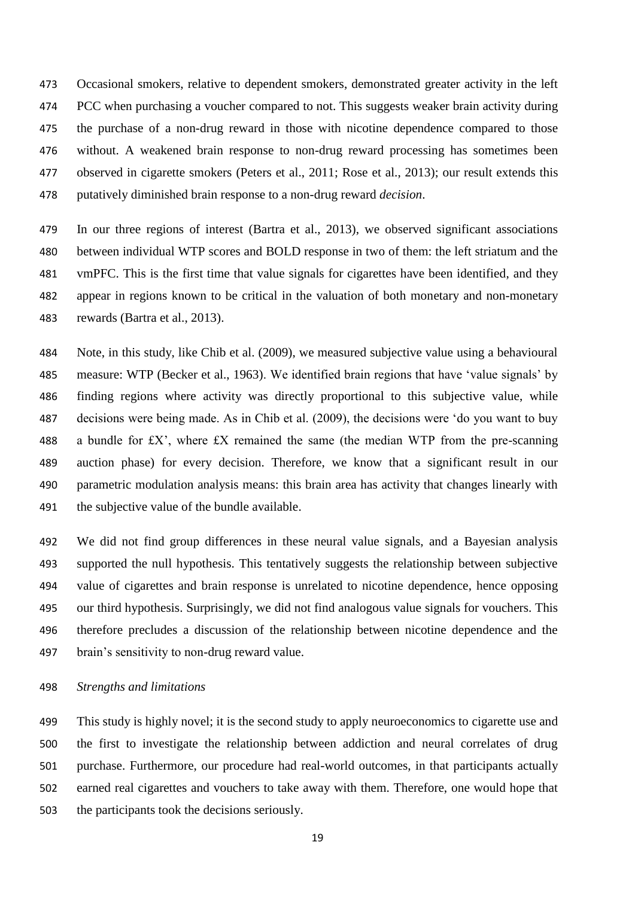Occasional smokers, relative to dependent smokers, demonstrated greater activity in the left PCC when purchasing a voucher compared to not. This suggests weaker brain activity during the purchase of a non-drug reward in those with nicotine dependence compared to those without. A weakened brain response to non-drug reward processing has sometimes been observed in cigarette smokers (Peters et al., 2011; Rose et al., 2013); our result extends this putatively diminished brain response to a non-drug reward *decision*.

In our three regions of interest (Bartra et al., 2013), we observed significant associations between individual WTP scores and BOLD response in two of them: the left striatum and the vmPFC. This is the first time that value signals for cigarettes have been identified, and they appear in regions known to be critical in the valuation of both monetary and non-monetary rewards (Bartra et al., 2013).

Note, in this study, like Chib et al. (2009), we measured subjective value using a behavioural measure: WTP (Becker et al., 1963). We identified brain regions that have 'value signals' by finding regions where activity was directly proportional to this subjective value, while decisions were being made. As in Chib et al. (2009), the decisions were 'do you want to buy a bundle for £X', where £X remained the same (the median WTP from the pre-scanning auction phase) for every decision. Therefore, we know that a significant result in our parametric modulation analysis means: this brain area has activity that changes linearly with the subjective value of the bundle available.

We did not find group differences in these neural value signals, and a Bayesian analysis supported the null hypothesis. This tentatively suggests the relationship between subjective value of cigarettes and brain response is unrelated to nicotine dependence, hence opposing our third hypothesis. Surprisingly, we did not find analogous value signals for vouchers. This therefore precludes a discussion of the relationship between nicotine dependence and the brain's sensitivity to non-drug reward value.

*Strengths and limitations*

This study is highly novel; it is the second study to apply neuroeconomics to cigarette use and the first to investigate the relationship between addiction and neural correlates of drug purchase. Furthermore, our procedure had real-world outcomes, in that participants actually earned real cigarettes and vouchers to take away with them. Therefore, one would hope that the participants took the decisions seriously.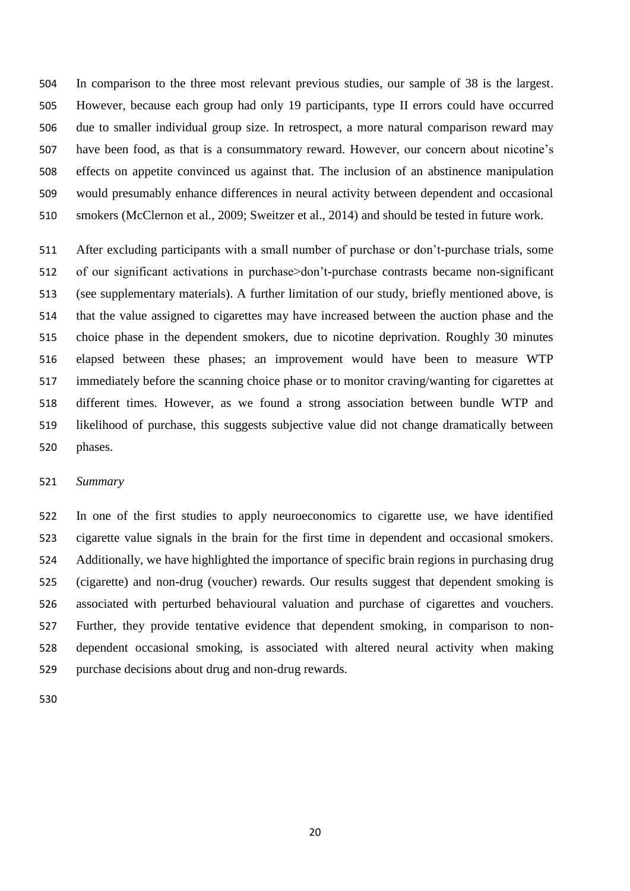In comparison to the three most relevant previous studies, our sample of 38 is the largest. However, because each group had only 19 participants, type II errors could have occurred due to smaller individual group size. In retrospect, a more natural comparison reward may have been food, as that is a consummatory reward. However, our concern about nicotine's effects on appetite convinced us against that. The inclusion of an abstinence manipulation would presumably enhance differences in neural activity between dependent and occasional smokers (McClernon et al., 2009; Sweitzer et al., 2014) and should be tested in future work.

After excluding participants with a small number of purchase or don't-purchase trials, some of our significant activations in purchase>don't-purchase contrasts became non-significant (see supplementary materials). A further limitation of our study, briefly mentioned above, is that the value assigned to cigarettes may have increased between the auction phase and the choice phase in the dependent smokers, due to nicotine deprivation. Roughly 30 minutes elapsed between these phases; an improvement would have been to measure WTP immediately before the scanning choice phase or to monitor craving/wanting for cigarettes at different times. However, as we found a strong association between bundle WTP and likelihood of purchase, this suggests subjective value did not change dramatically between phases.

*Summary*

In one of the first studies to apply neuroeconomics to cigarette use, we have identified cigarette value signals in the brain for the first time in dependent and occasional smokers. Additionally, we have highlighted the importance of specific brain regions in purchasing drug (cigarette) and non-drug (voucher) rewards. Our results suggest that dependent smoking is associated with perturbed behavioural valuation and purchase of cigarettes and vouchers. Further, they provide tentative evidence that dependent smoking, in comparison to non-dependent occasional smoking, is associated with altered neural activity when making purchase decisions about drug and non-drug rewards.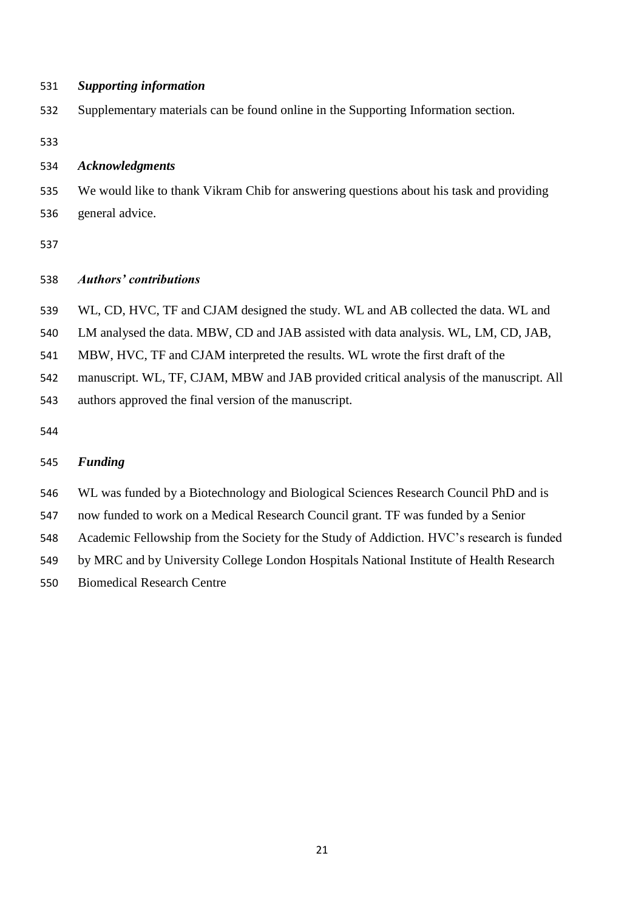### *Supporting information*

Supplementary materials can be found online in the Supporting Information section.

### *Acknowledgments*

We would like to thank Vikram Chib for answering questions about his task and providing general advice.

### *Authors' contributions*

WL, CD, HVC, TF and CJAM designed the study. WL and AB collected the data. WL and LM analysed the data. MBW, CD and JAB assisted with data analysis. WL, LM, CD, JAB, MBW, HVC, TF and CJAM interpreted the results. WL wrote the first draft of the manuscript. WL, TF, CJAM, MBW and JAB provided critical analysis of the manuscript. All authors approved the final version of the manuscript.

### *Funding*

WL was funded by a Biotechnology and Biological Sciences Research Council PhD and is now funded to work on a Medical Research Council grant. TF was funded by a Senior Academic Fellowship from the Society for the Study of Addiction. HVC's research is funded by MRC and by University College London Hospitals National Institute of Health Research Biomedical Research Centre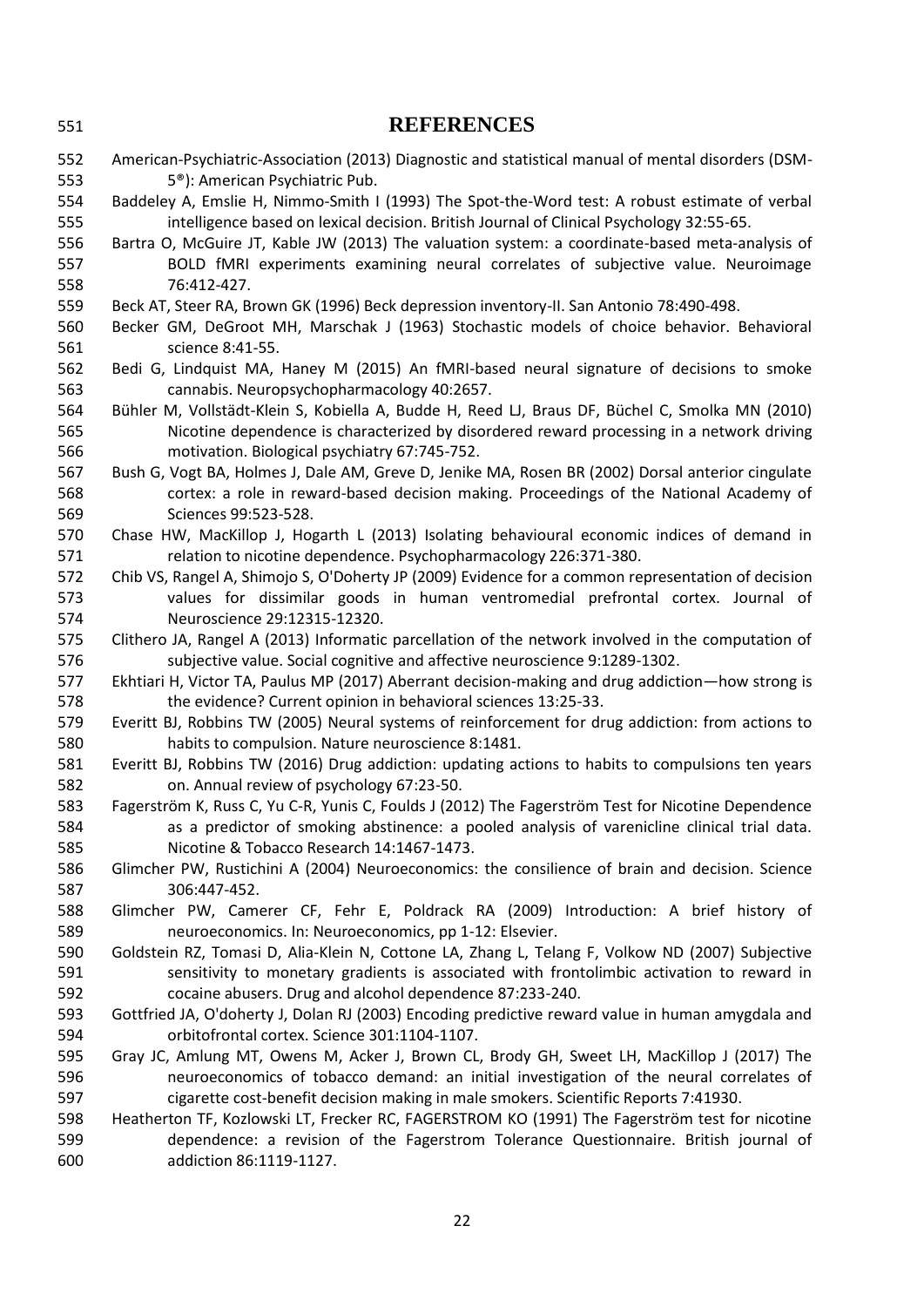# REFERENCES

American-Psychiatric-Association (2013) Diagnostic and statistical manual of mental disorders (DSM-5®): American Psychiatric Pub.

Baddeley A, Emslie H, Nimmo-Smith I (1993) The Spot-the-Word test: A robust estimate of verbal intelligence based on lexical decision. British Journal of Clinical Psychology 32:55-65.

Bartra O, McGuire JT, Kable JW (2013) The valuation system: a coordinate-based meta-analysis of BOLD fMRI experiments examining neural correlates of subjective value. Neuroimage 76:412-427.

Beck AT, Steer RA, Brown GK (1996) Beck depression inventory-II. San Antonio 78:490-498.

Becker GM, DeGroot MH, Marschak J (1963) Stochastic models of choice behavior. Behavioral science 8:41-55.

Bedi G, Lindquist MA, Haney M (2015) An fMRI-based neural signature of decisions to smoke cannabis. Neuropsychopharmacology 40:2657.

Bühler M, Vollstädt-Klein S, Kobiella A, Budde H, Reed LJ, Braus DF, Büchel C, Smolka MN (2010) Nicotine dependence is characterized by disordered reward processing in a network driving motivation. Biological psychiatry 67:745-752.

Bush G, Vogt BA, Holmes J, Dale AM, Greve D, Jenike MA, Rosen BR (2002) Dorsal anterior cingulate cortex: a role in reward-based decision making. Proceedings of the National Academy of Sciences 99:523-528.

Chase HW, MacKillop J, Hogarth L (2013) Isolating behavioural economic indices of demand in relation to nicotine dependence. Psychopharmacology 226:371-380.

Chib VS, Rangel A, Shimojo S, O'Doherty JP (2009) Evidence for a common representation of decision values for dissimilar goods in human ventromedial prefrontal cortex. Journal of Neuroscience 29:12315-12320.

Clithero JA, Rangel A (2013) Informatic parcellation of the network involved in the computation of subjective value. Social cognitive and affective neuroscience 9:1289-1302.

Ekhtiari H, Victor TA, Paulus MP (2017) Aberrant decision-making and drug addiction—how strong is the evidence? Current opinion in behavioral sciences 13:25-33.

Everitt BJ, Robbins TW (2005) Neural systems of reinforcement for drug addiction: from actions to habits to compulsion. Nature neuroscience 8:1481.

Everitt BJ, Robbins TW (2016) Drug addiction: updating actions to habits to compulsions ten years on. Annual review of psychology 67:23-50.

Fagerström K, Russ C, Yu C-R, Yunis C, Foulds J (2012) The Fagerström Test for Nicotine Dependence as a predictor of smoking abstinence: a pooled analysis of varenicline clinical trial data. Nicotine & Tobacco Research 14:1467-1473.

Glimcher PW, Rustichini A (2004) Neuroeconomics: the consilience of brain and decision. Science 306:447-452.

Glimcher PW, Camerer CF, Fehr E, Poldrack RA (2009) Introduction: A brief history of neuroeconomics. In: Neuroeconomics, pp 1-12: Elsevier.

Goldstein RZ, Tomasi D, Alia-Klein N, Cottone LA, Zhang L, Telang F, Volkow ND (2007) Subjective sensitivity to monetary gradients is associated with frontolimbic activation to reward in cocaine abusers. Drug and alcohol dependence 87:233-240.

Gottfried JA, O'doherty J, Dolan RJ (2003) Encoding predictive reward value in human amygdala and orbitofrontal cortex. Science 301:1104-1107.

Gray JC, Amlung MT, Owens M, Acker J, Brown CL, Brody GH, Sweet LH, MacKillop J (2017) The neuroeconomics of tobacco demand: an initial investigation of the neural correlates of cigarette cost-benefit decision making in male smokers. Scientific Reports 7:41930.

Heatherton TF, Kozlowski LT, Frecker RC, FAGERSTROM KO (1991) The Fagerström test for nicotine dependence: a revision of the Fagerstrom Tolerance Questionnaire. British journal of addiction 86:1119-1127.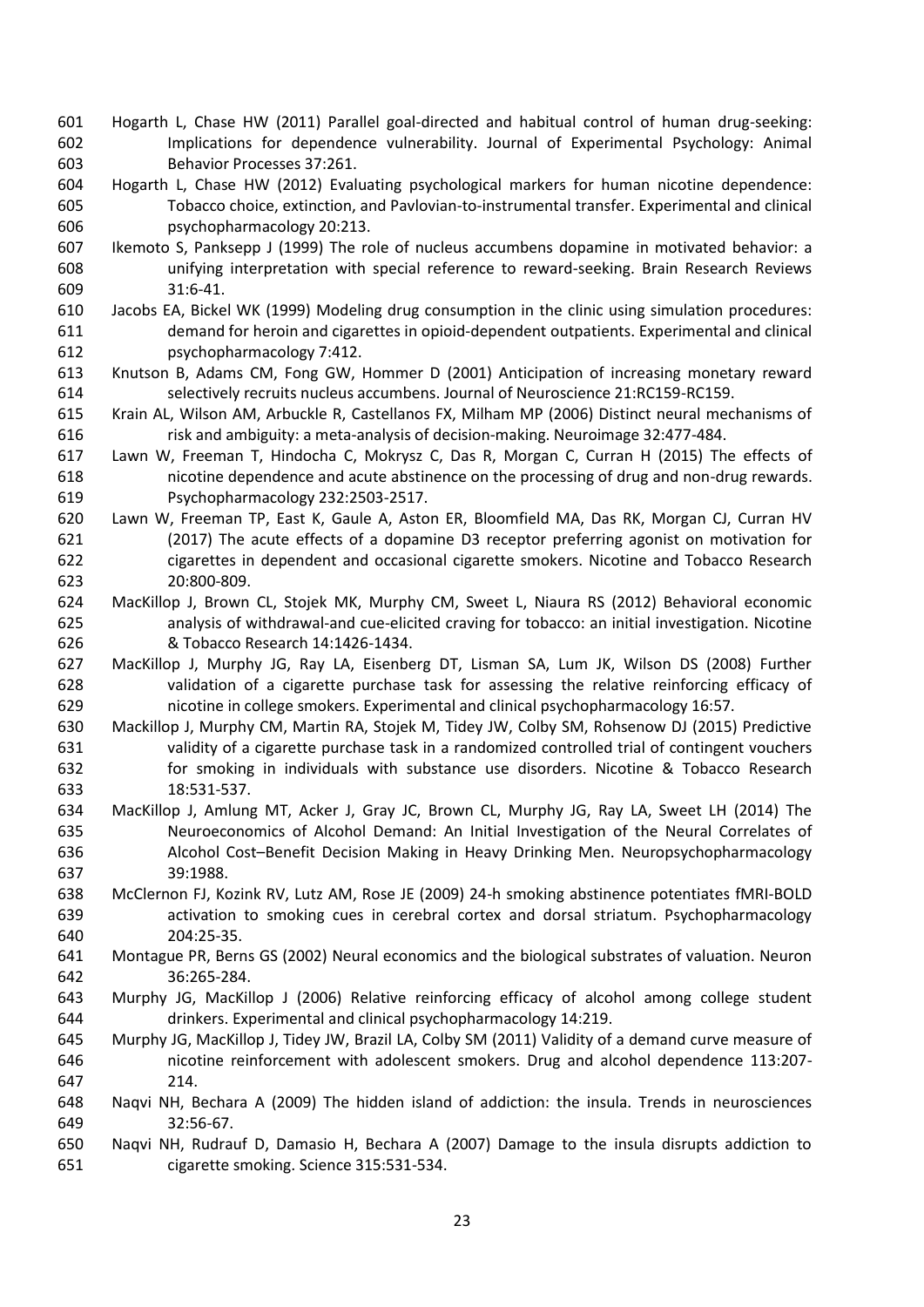Hogarth L, Chase HW (2011) Parallel goal-directed and habitual control of human drug-seeking: Implications for dependence vulnerability. Journal of Experimental Psychology: Animal Behavior Processes 37:261.

Hogarth L, Chase HW (2012) Evaluating psychological markers for human nicotine dependence: Tobacco choice, extinction, and Pavlovian-to-instrumental transfer. Experimental and clinical psychopharmacology 20:213.

Ikemoto S, Panksepp J (1999) The role of nucleus accumbens dopamine in motivated behavior: a unifying interpretation with special reference to reward-seeking. Brain Research Reviews 31:6-41.

Jacobs EA, Bickel WK (1999) Modeling drug consumption in the clinic using simulation procedures: demand for heroin and cigarettes in opioid-dependent outpatients. Experimental and clinical psychopharmacology 7:412.

Knutson B, Adams CM, Fong GW, Hommer D (2001) Anticipation of increasing monetary reward selectively recruits nucleus accumbens. Journal of Neuroscience 21:RC159-RC159.

Krain AL, Wilson AM, Arbuckle R, Castellanos FX, Milham MP (2006) Distinct neural mechanisms of risk and ambiguity: a meta-analysis of decision-making. Neuroimage 32:477-484.

Lawn W, Freeman T, Hindocha C, Mokrysz C, Das R, Morgan C, Curran H (2015) The effects of nicotine dependence and acute abstinence on the processing of drug and non-drug rewards. Psychopharmacology 232:2503-2517.

Lawn W, Freeman TP, East K, Gaule A, Aston ER, Bloomfield MA, Das RK, Morgan CJ, Curran HV (2017) The acute effects of a dopamine D3 receptor preferring agonist on motivation for cigarettes in dependent and occasional cigarette smokers. Nicotine and Tobacco Research 20:800-809.

MacKillop J, Brown CL, Stojek MK, Murphy CM, Sweet L, Niaura RS (2012) Behavioral economic analysis of withdrawal-and cue-elicited craving for tobacco: an initial investigation. Nicotine & Tobacco Research 14:1426-1434.

MacKillop J, Murphy JG, Ray LA, Eisenberg DT, Lisman SA, Lum JK, Wilson DS (2008) Further validation of a cigarette purchase task for assessing the relative reinforcing efficacy of nicotine in college smokers. Experimental and clinical psychopharmacology 16:57.

Mackillop J, Murphy CM, Martin RA, Stojek M, Tidey JW, Colby SM, Rohsenow DJ (2015) Predictive validity of a cigarette purchase task in a randomized controlled trial of contingent vouchers for smoking in individuals with substance use disorders. Nicotine & Tobacco Research 18:531-537.

MacKillop J, Amlung MT, Acker J, Gray JC, Brown CL, Murphy JG, Ray LA, Sweet LH (2014) The Neuroeconomics of Alcohol Demand: An Initial Investigation of the Neural Correlates of Alcohol Cost–Benefit Decision Making in Heavy Drinking Men. Neuropsychopharmacology 39:1988.

McClernon FJ, Kozink RV, Lutz AM, Rose JE (2009) 24-h smoking abstinence potentiates fMRI-BOLD activation to smoking cues in cerebral cortex and dorsal striatum. Psychopharmacology 204:25-35.

Montague PR, Berns GS (2002) Neural economics and the biological substrates of valuation. Neuron 36:265-284.

Murphy JG, MacKillop J (2006) Relative reinforcing efficacy of alcohol among college student drinkers. Experimental and clinical psychopharmacology 14:219.

Murphy JG, MacKillop J, Tidey JW, Brazil LA, Colby SM (2011) Validity of a demand curve measure of nicotine reinforcement with adolescent smokers. Drug and alcohol dependence 113:207-214.

Naqvi NH, Bechara A (2009) The hidden island of addiction: the insula. Trends in neurosciences 32:56-67.

Naqvi NH, Rudrauf D, Damasio H, Bechara A (2007) Damage to the insula disrupts addiction to cigarette smoking. Science 315:531-534.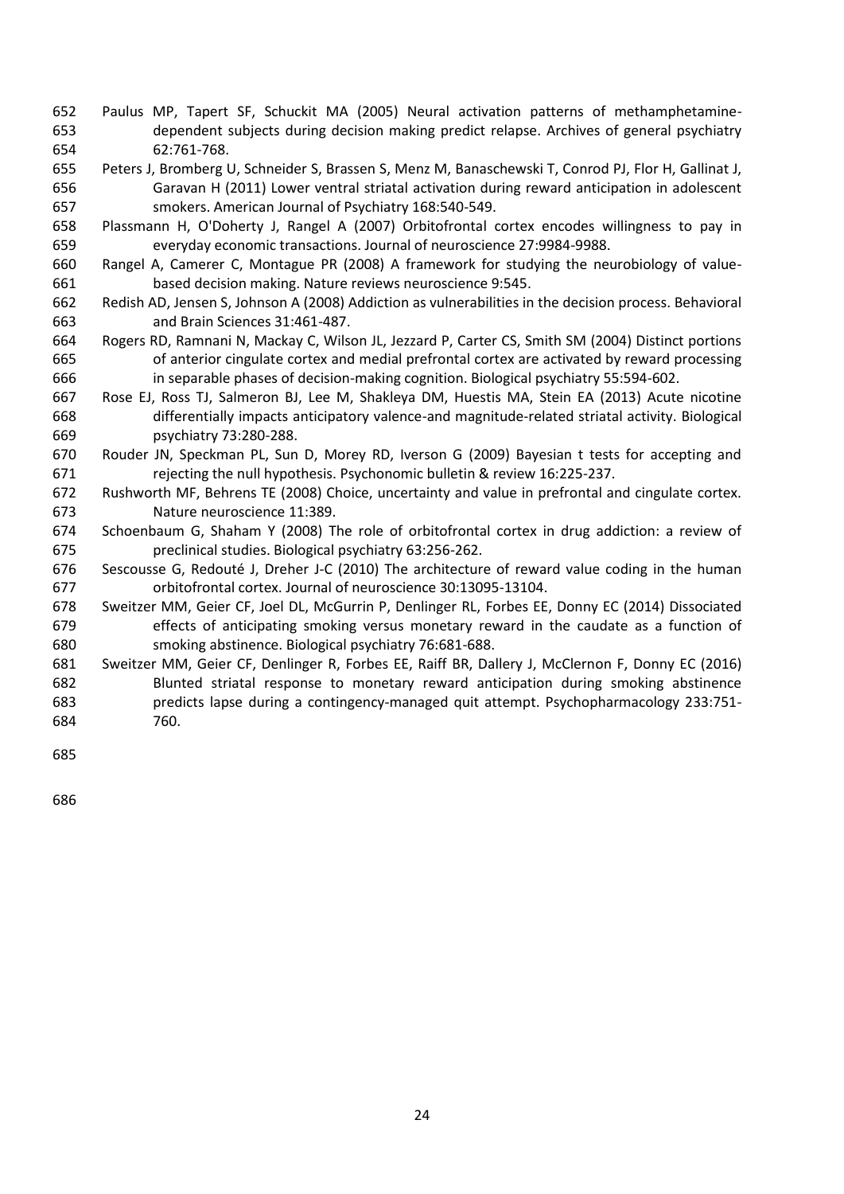Paulus MP, Tapert SF, Schuckit MA (2005) Neural activation patterns of methamphetamine-dependent subjects during decision making predict relapse. Archives of general psychiatry 62:761-768.

Peters J, Bromberg U, Schneider S, Brassen S, Menz M, Banaschewski T, Conrod PJ, Flor H, Gallinat J, Garavan H (2011) Lower ventral striatal activation during reward anticipation in adolescent smokers. American Journal of Psychiatry 168:540-549.

Plassmann H, O'Doherty J, Rangel A (2007) Orbitofrontal cortex encodes willingness to pay in everyday economic transactions. Journal of neuroscience 27:9984-9988.

Rangel A, Camerer C, Montague PR (2008) A framework for studying the neurobiology of value-based decision making. Nature reviews neuroscience 9:545.

Redish AD, Jensen S, Johnson A (2008) Addiction as vulnerabilities in the decision process. Behavioral and Brain Sciences 31:461-487.

Rogers RD, Ramnani N, Mackay C, Wilson JL, Jezzard P, Carter CS, Smith SM (2004) Distinct portions of anterior cingulate cortex and medial prefrontal cortex are activated by reward processing in separable phases of decision-making cognition. Biological psychiatry 55:594-602.

Rose EJ, Ross TJ, Salmeron BJ, Lee M, Shakleya DM, Huestis MA, Stein EA (2013) Acute nicotine differentially impacts anticipatory valence-and magnitude-related striatal activity. Biological psychiatry 73:280-288.

Rouder JN, Speckman PL, Sun D, Morey RD, Iverson G (2009) Bayesian t tests for accepting and rejecting the null hypothesis. Psychonomic bulletin & review 16:225-237.

Rushworth MF, Behrens TE (2008) Choice, uncertainty and value in prefrontal and cingulate cortex. Nature neuroscience 11:389.

Schoenbaum G, Shaham Y (2008) The role of orbitofrontal cortex in drug addiction: a review of preclinical studies. Biological psychiatry 63:256-262.

Sescousse G, Redouté J, Dreher J-C (2010) The architecture of reward value coding in the human orbitofrontal cortex. Journal of neuroscience 30:13095-13104.

Sweitzer MM, Geier CF, Joel DL, McGurrin P, Denlinger RL, Forbes EE, Donny EC (2014) Dissociated effects of anticipating smoking versus monetary reward in the caudate as a function of smoking abstinence. Biological psychiatry 76:681-688.

Sweitzer MM, Geier CF, Denlinger R, Forbes EE, Raiff BR, Dallery J, McClernon F, Donny EC (2016) Blunted striatal response to monetary reward anticipation during smoking abstinence predicts lapse during a contingency-managed quit attempt. Psychopharmacology 233:751-760.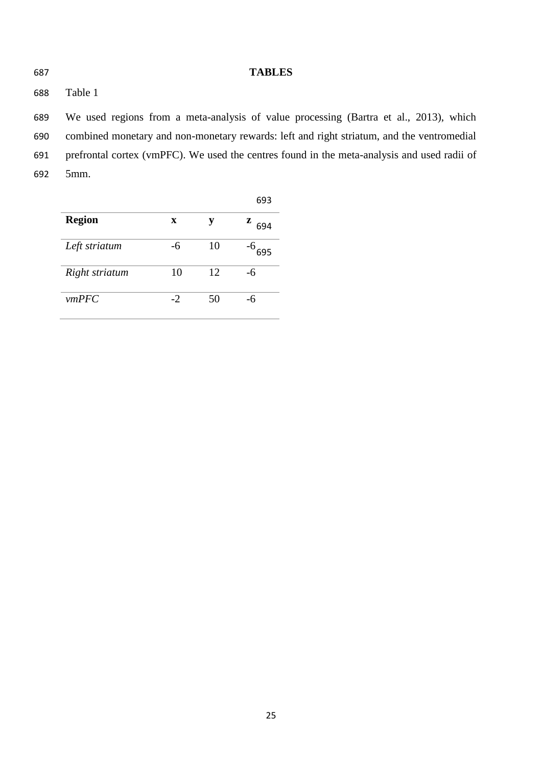# TABLES

Table 1

We used regions from a meta-analysis of value processing (Bartra et al., 2013), which combined monetary and non-monetary rewards: left and right striatum, and the ventromedial prefrontal cortex (vmPFC). We used the centres found in the meta-analysis and used radii of 5mm.

| **Region** | **x** | **y** | **z** |
|---|---|---|---|
| *Left striatum* | -6 | 10 | -6 |
| *Right striatum* | 10 | 12 | -6 |
| *vmPFC* | -2 | 50 | -6 |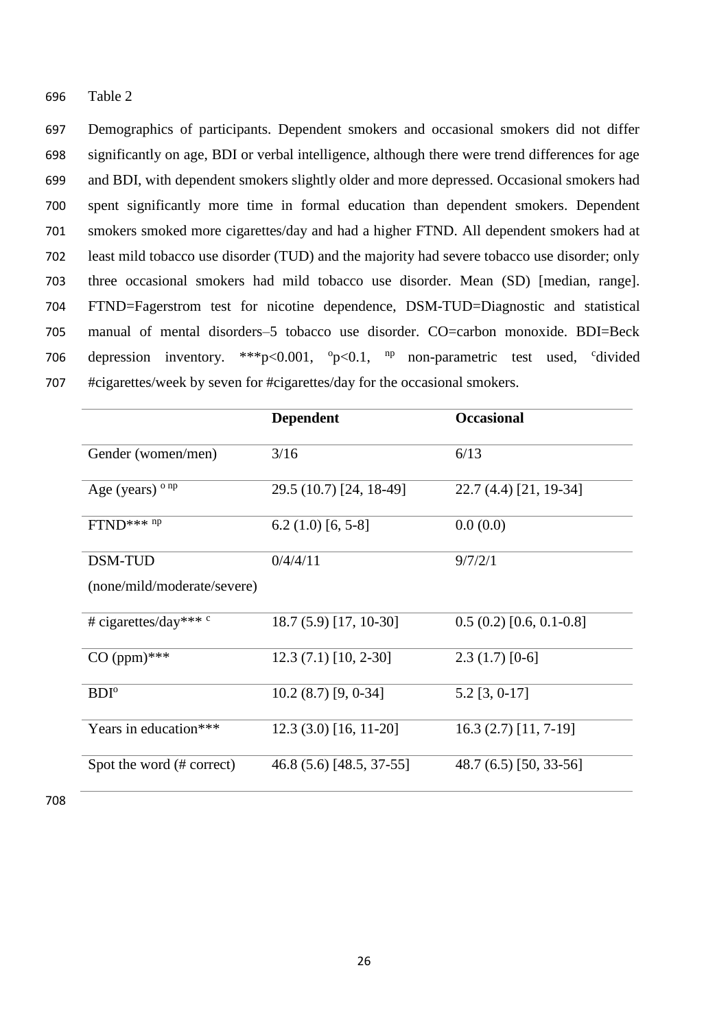Table 2

Demographics of participants. Dependent smokers and occasional smokers did not differ significantly on age, BDI or verbal intelligence, although there were trend differences for age and BDI, with dependent smokers slightly older and more depressed. Occasional smokers had spent significantly more time in formal education than dependent smokers. Dependent smokers smoked more cigarettes/day and had a higher FTND. All dependent smokers had at least mild tobacco use disorder (TUD) and the majority had severe tobacco use disorder; only three occasional smokers had mild tobacco use disorder. Mean (SD) [median, range]. FTND=Fagerstrom test for nicotine dependence, DSM-TUD=Diagnostic and statistical manual of mental disorders–5 tobacco use disorder. CO=carbon monoxide. BDI=Beck depression inventory. ***$p<0.001$, °$p<0.1$, [np] non-parametric test used, [c]divided #cigarettes/week by seven for #cigarettes/day for the occasional smokers.

| | Dependent | Occasional |
|---|---|---|
| Gender (women/men) | 3/16 | 6/13 |
| Age (years) ° [np] | 29.5 (10.7) [24, 18-49] | 22.7 (4.4) [21, 19-34] |
| FTND*** [np] | 6.2 (1.0) [6, 5-8] | 0.0 (0.0) |
| DSM-TUD (none/mild/moderate/severe) | 0/4/4/11 | 9/7/2/1 |
| # cigarettes/day*** [c] | 18.7 (5.9) [17, 10-30] | 0.5 (0.2) [0.6, 0.1-0.8] |
| CO (ppm)*** | 12.3 (7.1) [10, 2-30] | 2.3 (1.7) [0-6] |
| BDI° | 10.2 (8.7) [9, 0-34] | 5.2 [3, 0-17] |
| Years in education*** | 12.3 (3.0) [16, 11-20] | 16.3 (2.7) [11, 7-19] |
| Spot the word (# correct) | 46.8 (5.6) [48.5, 37-55] | 48.7 (6.5) [50, 33-56] |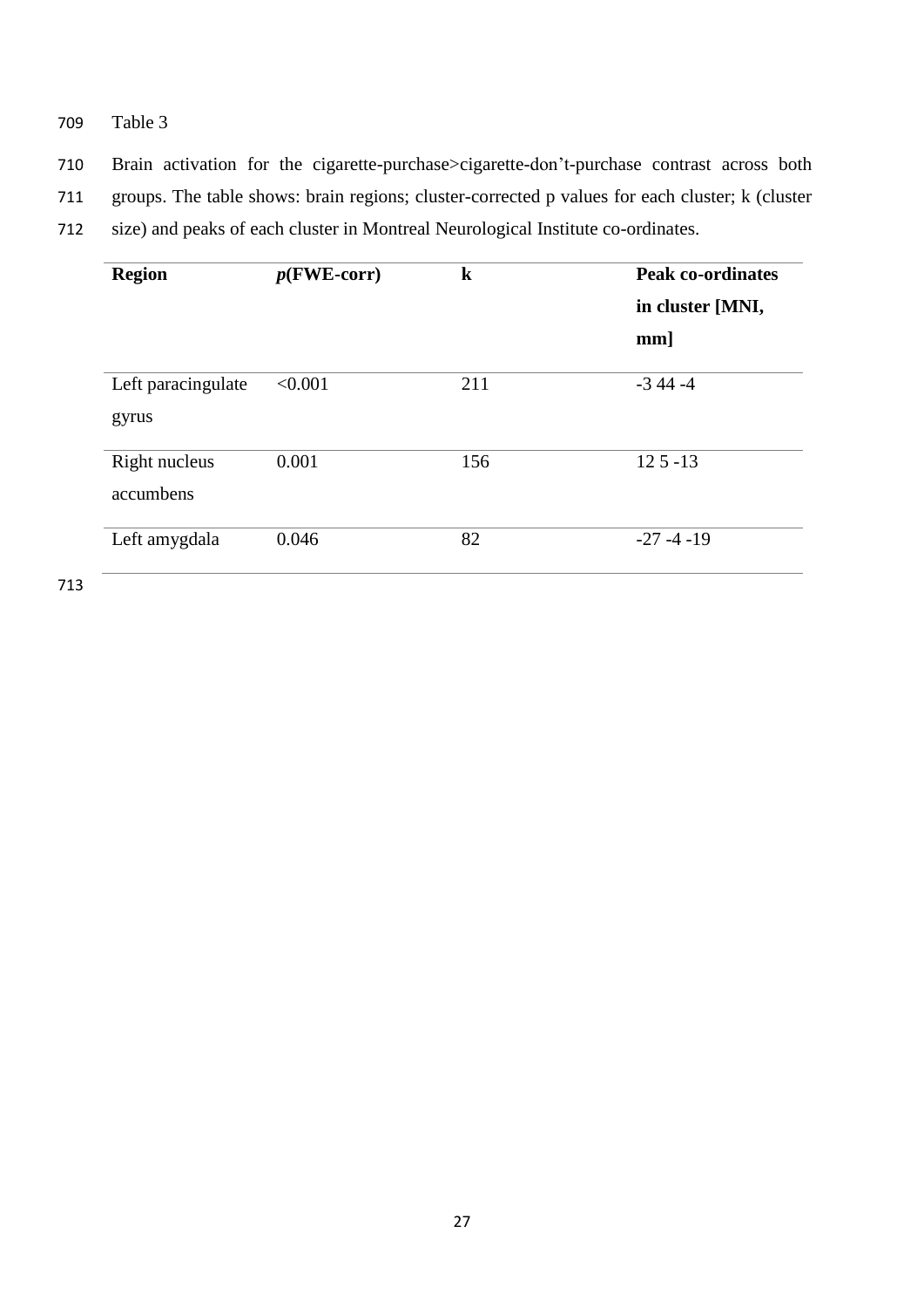Table 3

Brain activation for the cigarette-purchase>cigarette-don't-purchase contrast across both groups. The table shows: brain regions; cluster-corrected p values for each cluster; k (cluster size) and peaks of each cluster in Montreal Neurological Institute co-ordinates.

| **Region** | ***p*(FWE-corr)** | **k** | **Peak co-ordinates in cluster [MNI, mm]** |
|---|---|---|---|
| Left paracingulate gyrus | <0.001 | 211 | -3 44 -4 |
| Right nucleus accumbens | 0.001 | 156 | 12 5 -13 |
| Left amygdala | 0.046 | 82 | -27 -4 -19 |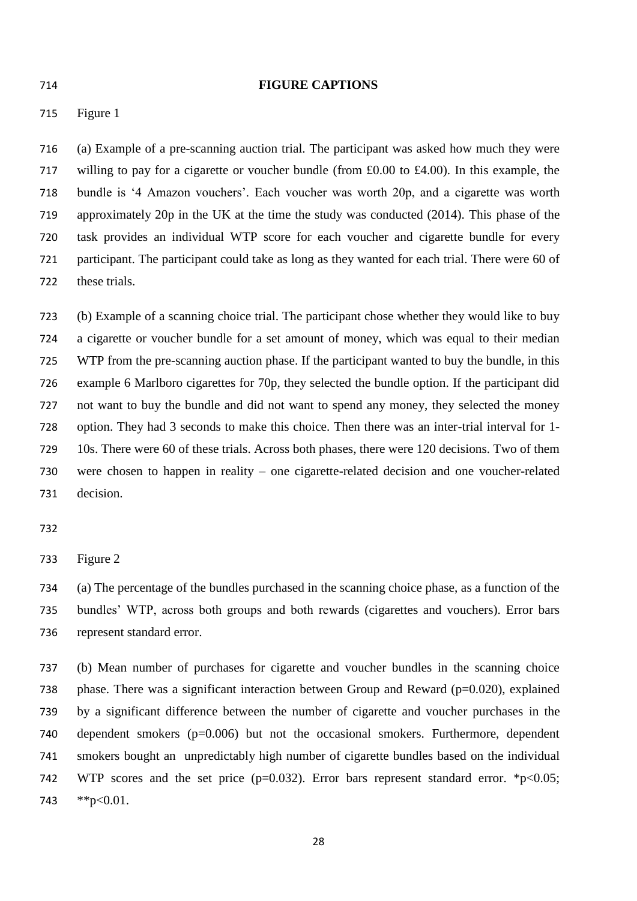## FIGURE CAPTIONS

Figure 1

(a) Example of a pre-scanning auction trial. The participant was asked how much they were willing to pay for a cigarette or voucher bundle (from £0.00 to £4.00). In this example, the bundle is '4 Amazon vouchers'. Each voucher was worth 20p, and a cigarette was worth approximately 20p in the UK at the time the study was conducted (2014). This phase of the task provides an individual WTP score for each voucher and cigarette bundle for every participant. The participant could take as long as they wanted for each trial. There were 60 of these trials.

(b) Example of a scanning choice trial. The participant chose whether they would like to buy a cigarette or voucher bundle for a set amount of money, which was equal to their median WTP from the pre-scanning auction phase. If the participant wanted to buy the bundle, in this example 6 Marlboro cigarettes for 70p, they selected the bundle option. If the participant did not want to buy the bundle and did not want to spend any money, they selected the money option. They had 3 seconds to make this choice. Then there was an inter-trial interval for 1-10s. There were 60 of these trials. Across both phases, there were 120 decisions. Two of them were chosen to happen in reality – one cigarette-related decision and one voucher-related decision.

Figure 2

(a) The percentage of the bundles purchased in the scanning choice phase, as a function of the bundles' WTP, across both groups and both rewards (cigarettes and vouchers). Error bars represent standard error.

(b) Mean number of purchases for cigarette and voucher bundles in the scanning choice phase. There was a significant interaction between Group and Reward ($p=0.020$), explained by a significant difference between the number of cigarette and voucher purchases in the dependent smokers ($p=0.006$) but not the occasional smokers. Furthermore, dependent smokers bought an unpredictably high number of cigarette bundles based on the individual WTP scores and the set price ($p=0.032$). Error bars represent standard error. *$p<0.05$; **$p<0.01$.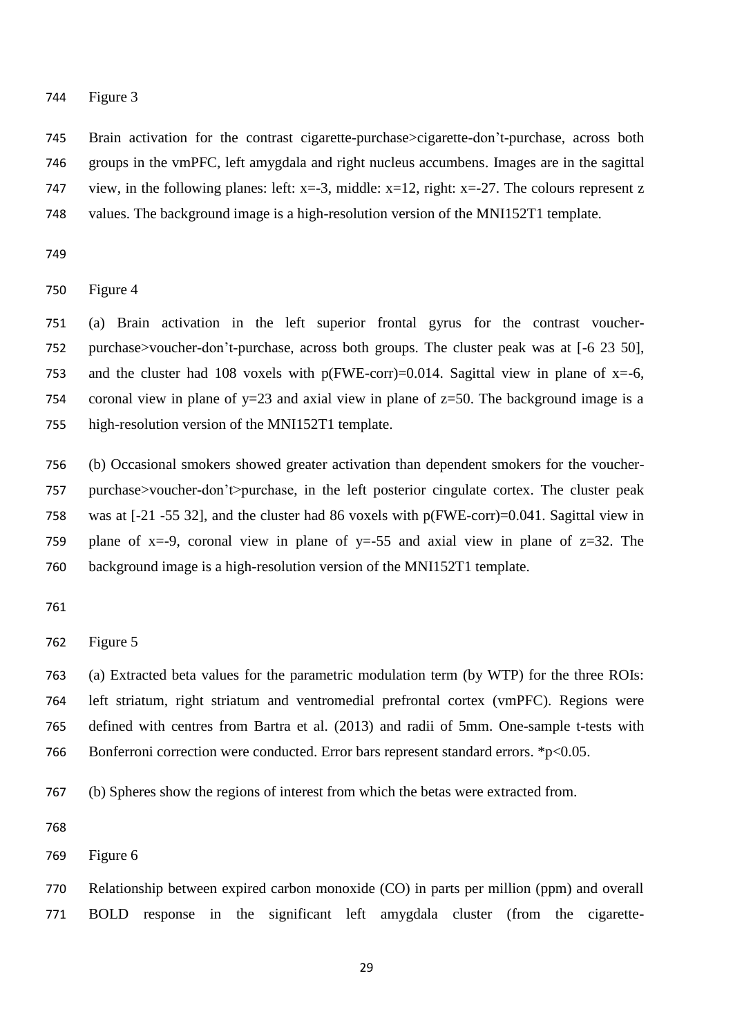Figure 3

Brain activation for the contrast cigarette-purchase>cigarette-don't-purchase, across both groups in the vmPFC, left amygdala and right nucleus accumbens. Images are in the sagittal view, in the following planes: left: x=-3, middle: x=12, right: x=-27. The colours represent z values. The background image is a high-resolution version of the MNI152T1 template.

Figure 4

(a) Brain activation in the left superior frontal gyrus for the contrast voucher-purchase>voucher-don't-purchase, across both groups. The cluster peak was at [-6 23 50], and the cluster had 108 voxels with p(FWE-corr)=0.014. Sagittal view in plane of x=-6, coronal view in plane of y=23 and axial view in plane of z=50. The background image is a high-resolution version of the MNI152T1 template.

(b) Occasional smokers showed greater activation than dependent smokers for the voucher-purchase>voucher-don't>purchase, in the left posterior cingulate cortex. The cluster peak was at [-21 -55 32], and the cluster had 86 voxels with p(FWE-corr)=0.041. Sagittal view in plane of x=-9, coronal view in plane of y=-55 and axial view in plane of z=32. The background image is a high-resolution version of the MNI152T1 template.

Figure 5

(a) Extracted beta values for the parametric modulation term (by WTP) for the three ROIs: left striatum, right striatum and ventromedial prefrontal cortex (vmPFC). Regions were defined with centres from Bartra et al. (2013) and radii of 5mm. One-sample t-tests with Bonferroni correction were conducted. Error bars represent standard errors. *p<0.05.

(b) Spheres show the regions of interest from which the betas were extracted from.

Figure 6

Relationship between expired carbon monoxide (CO) in parts per million (ppm) and overall BOLD response in the significant left amygdala cluster (from the cigarette-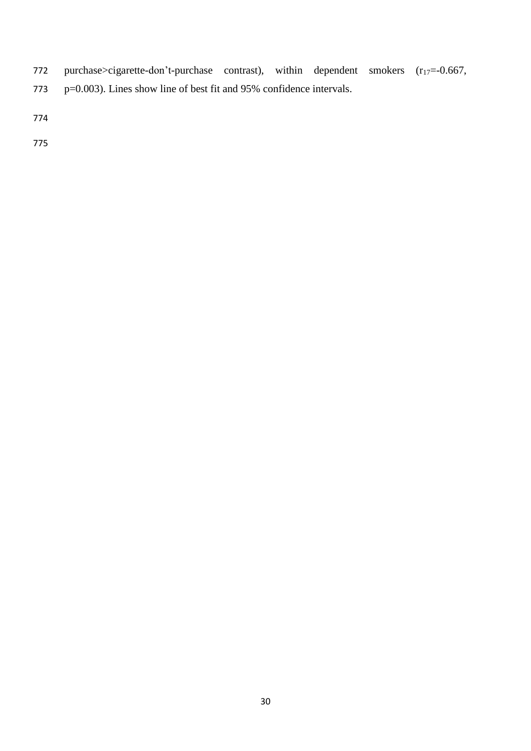purchase>cigarette-don't-purchase contrast), within dependent smokers ($r_{17}$=-0.667, p=0.003). Lines show line of best fit and 95% confidence intervals.